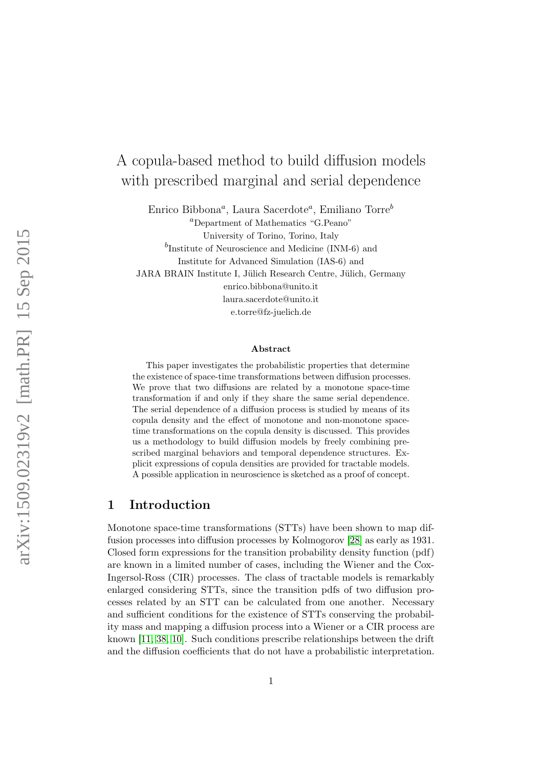# A copula-based method to build diffusion models with prescribed marginal and serial dependence

Enrico Bibbona[a], Laura Sacerdote[a], Emiliano Torre[b]

[a]Department of Mathematics "G.Peano"
University of Torino, Torino, Italy

[b]Institute of Neuroscience and Medicine (INM-6) and
Institute for Advanced Simulation (IAS-6) and
JARA BRAIN Institute I, Jülich Research Centre, Jülich, Germany

enrico.bibbona@unito.it
laura.sacerdote@unito.it
e.torre@fz-juelich.de

**Abstract**

This paper investigates the probabilistic properties that determine the existence of space-time transformations between diffusion processes. We prove that two diffusions are related by a monotone space-time transformation if and only if they share the same serial dependence. The serial dependence of a diffusion process is studied by means of its copula density and the effect of monotone and non-monotone space-time transformations on the copula density is discussed. This provides us a methodology to build diffusion models by freely combining prescribed marginal behaviors and temporal dependence structures. Explicit expressions of copula densities are provided for tractable models. A possible application in neuroscience is sketched as a proof of concept.

## 1 Introduction

Monotone space-time transformations (STTs) have been shown to map diffusion processes into diffusion processes by Kolmogorov [28] as early as 1931. Closed form expressions for the transition probability density function (pdf) are known in a limited number of cases, including the Wiener and the Cox-Ingersol-Ross (CIR) processes. The class of tractable models is remarkably enlarged considering STTs, since the transition pdfs of two diffusion processes related by an STT can be calculated from one another. Necessary and sufficient conditions for the existence of STTs conserving the probability mass and mapping a diffusion process into a Wiener or a CIR process are known [11, 38, 10]. Such conditions prescribe relationships between the drift and the diffusion coefficients that do not have a probabilistic interpretation.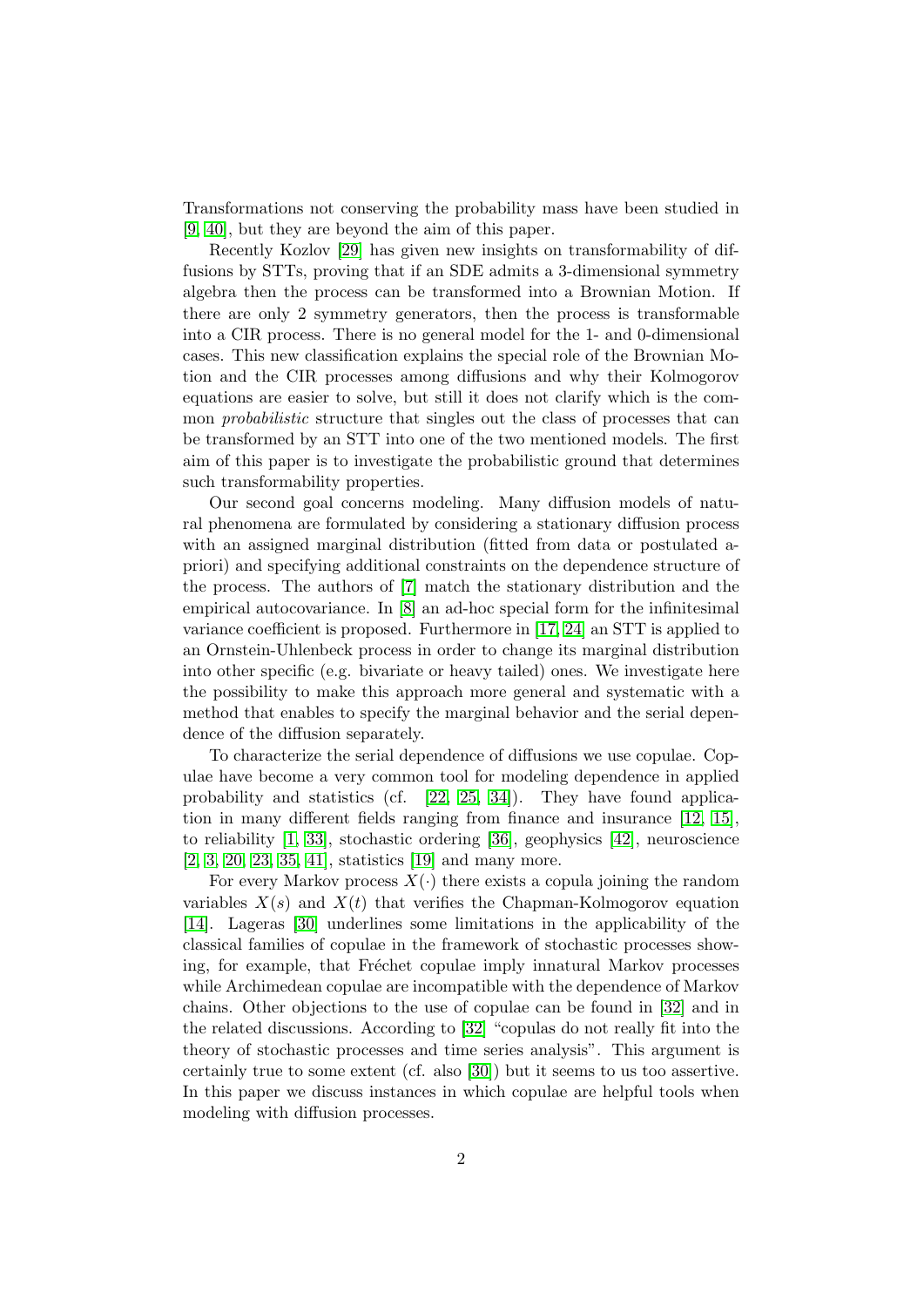Transformations not conserving the probability mass have been studied in [9, 40], but they are beyond the aim of this paper.

Recently Kozlov [29] has given new insights on transformability of diffusions by STTs, proving that if an SDE admits a 3-dimensional symmetry algebra then the process can be transformed into a Brownian Motion. If there are only 2 symmetry generators, then the process is transformable into a CIR process. There is no general model for the 1- and 0-dimensional cases. This new classification explains the special role of the Brownian Motion and the CIR processes among diffusions and why their Kolmogorov equations are easier to solve, but still it does not clarify which is the common *probabilistic* structure that singles out the class of processes that can be transformed by an STT into one of the two mentioned models. The first aim of this paper is to investigate the probabilistic ground that determines such transformability properties.

Our second goal concerns modeling. Many diffusion models of natural phenomena are formulated by considering a stationary diffusion process with an assigned marginal distribution (fitted from data or postulated a-priori) and specifying additional constraints on the dependence structure of the process. The authors of [7] match the stationary distribution and the empirical autocovariance. In [8] an ad-hoc special form for the infinitesimal variance coefficient is proposed. Furthermore in [17, 24] an STT is applied to an Ornstein-Uhlenbeck process in order to change its marginal distribution into other specific (e.g. bivariate or heavy tailed) ones. We investigate here the possibility to make this approach more general and systematic with a method that enables to specify the marginal behavior and the serial dependence of the diffusion separately.

To characterize the serial dependence of diffusions we use copulae. Copulae have become a very common tool for modeling dependence in applied probability and statistics (cf. [22, 25, 34]). They have found application in many different fields ranging from finance and insurance [12, 15], to reliability [1, 33], stochastic ordering [36], geophysics [42], neuroscience [2, 3, 20, 23, 35, 41], statistics [19] and many more.

For every Markov process $X(\cdot)$ there exists a copula joining the random variables $X(s)$ and $X(t)$ that verifies the Chapman-Kolmogorov equation [14]. Lageras [30] underlines some limitations in the applicability of the classical families of copulae in the framework of stochastic processes showing, for example, that Fréchet copulae imply innatural Markov processes while Archimedean copulae are incompatible with the dependence of Markov chains. Other objections to the use of copulae can be found in [32] and in the related discussions. According to [32] "copulas do not really fit into the theory of stochastic processes and time series analysis". This argument is certainly true to some extent (cf. also [30]) but it seems to us too assertive. In this paper we discuss instances in which copulae are helpful tools when modeling with diffusion processes.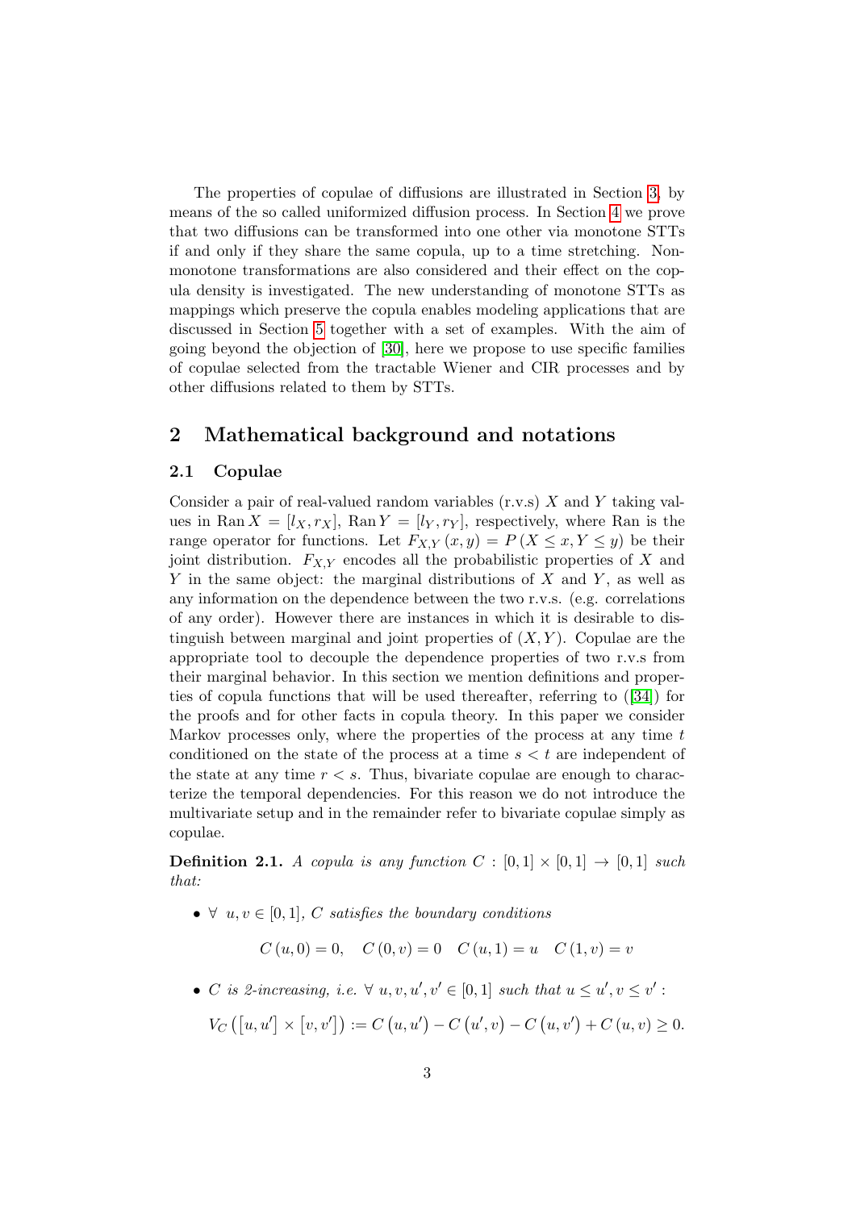The properties of copulae of diffusions are illustrated in Section 3, by means of the so called uniformized diffusion process. In Section 4 we prove that two diffusions can be transformed into one other via monotone STTs if and only if they share the same copula, up to a time stretching. Non-monotone transformations are also considered and their effect on the copula density is investigated. The new understanding of monotone STTs as mappings which preserve the copula enables modeling applications that are discussed in Section 5 together with a set of examples. With the aim of going beyond the objection of [30], here we propose to use specific families of copulae selected from the tractable Wiener and CIR processes and by other diffusions related to them by STTs.

## 2 Mathematical background and notations

### 2.1 Copulae

Consider a pair of real-valued random variables (r.v.s) $X$ and $Y$ taking values in $\operatorname{Ran} X = [l_X, r_X]$, $\operatorname{Ran} Y = [l_Y, r_Y]$, respectively, where Ran is the range operator for functions. Let $F_{X,Y}(x, y) = P(X \leq x, Y \leq y)$ be their joint distribution. $F_{X,Y}$ encodes all the probabilistic properties of $X$ and $Y$ in the same object: the marginal distributions of $X$ and $Y$, as well as any information on the dependence between the two r.v.s. (e.g. correlations of any order). However there are instances in which it is desirable to distinguish between marginal and joint properties of $(X, Y)$. Copulae are the appropriate tool to decouple the dependence properties of two r.v.s from their marginal behavior. In this section we mention definitions and properties of copula functions that will be used thereafter, referring to ([34]) for the proofs and for other facts in copula theory. In this paper we consider Markov processes only, where the properties of the process at any time $t$ conditioned on the state of the process at a time $s < t$ are independent of the state at any time $r < s$. Thus, bivariate copulae are enough to characterize the temporal dependencies. For this reason we do not introduce the multivariate setup and in the remainder refer to bivariate copulae simply as copulae.

**Definition 2.1.** *A copula is any function $C : [0,1] \times [0,1] \to [0,1]$ such that:*

- *$\forall\ u, v \in [0,1]$, $C$ satisfies the boundary conditions*

$$C(u, 0) = 0, \quad C(0, v) = 0 \quad C(u, 1) = u \quad C(1, v) = v$$

- *$C$ is 2-increasing, i.e. $\forall\ u, v, u', v' \in [0,1]$ such that $u \leq u', v \leq v'$ :*

$$V_C\left(\left[u, u'\right] \times \left[v, v'\right]\right) := C\left(u, u'\right) - C\left(u', v\right) - C\left(u, v'\right) + C(u, v) \geq 0.$$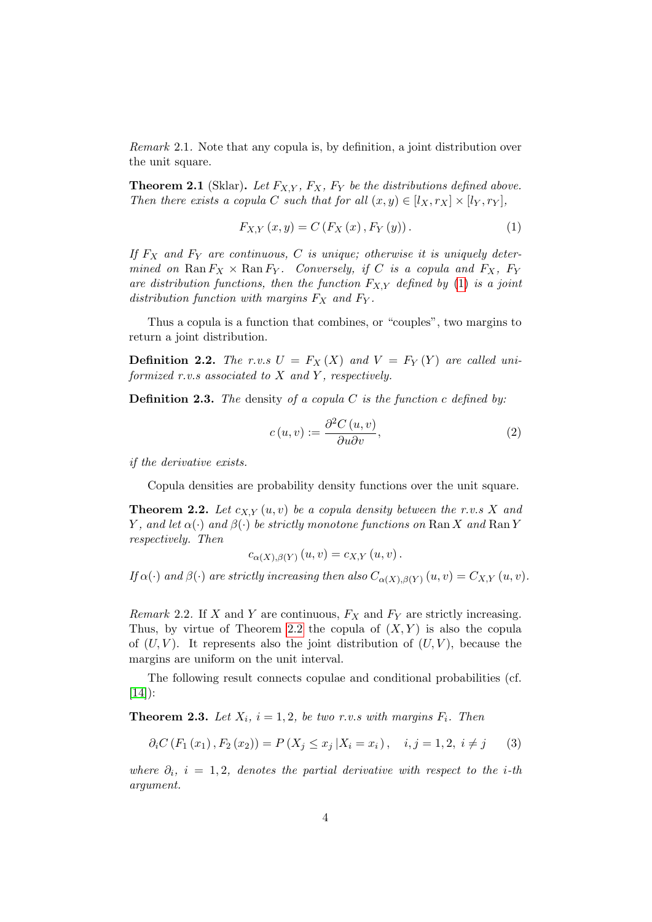*Remark* 2.1. Note that any copula is, by definition, a joint distribution over the unit square.

**Theorem 2.1** (Sklar)**.** *Let $F_{X,Y}$, $F_X$, $F_Y$ be the distributions defined above. Then there exists a copula $C$ such that for all $(x, y) \in [l_X, r_X] \times [l_Y, r_Y]$,*

$$F_{X,Y}(x, y) = C(F_X(x), F_Y(y)). \tag{1}$$

*If $F_X$ and $F_Y$ are continuous, $C$ is unique; otherwise it is uniquely determined on $\operatorname{Ran} F_X \times \operatorname{Ran} F_Y$. Conversely, if $C$ is a copula and $F_X$, $F_Y$ are distribution functions, then the function $F_{X,Y}$ defined by (1) is a joint distribution function with margins $F_X$ and $F_Y$.*

Thus a copula is a function that combines, or "couples", two margins to return a joint distribution.

**Definition 2.2.** *The r.v.s $U = F_X(X)$ and $V = F_Y(Y)$ are called uniformized r.v.s associated to $X$ and $Y$, respectively.*

**Definition 2.3.** *The* density *of a copula $C$ is the function $c$ defined by:*

$$c(u, v) := \frac{\partial^2 C(u, v)}{\partial u \partial v}, \tag{2}$$

*if the derivative exists.*

Copula densities are probability density functions over the unit square.

**Theorem 2.2.** *Let $c_{X,Y}(u, v)$ be a copula density between the r.v.s $X$ and $Y$, and let $\alpha(\cdot)$ and $\beta(\cdot)$ be strictly monotone functions on $\operatorname{Ran} X$ and $\operatorname{Ran} Y$ respectively. Then*

$$c_{\alpha(X),\beta(Y)}(u, v) = c_{X,Y}(u, v).$$

*If $\alpha(\cdot)$ and $\beta(\cdot)$ are strictly increasing then also $C_{\alpha(X),\beta(Y)}(u, v) = C_{X,Y}(u, v)$.*

*Remark* 2.2. If $X$ and $Y$ are continuous, $F_X$ and $F_Y$ are strictly increasing. Thus, by virtue of Theorem 2.2 the copula of $(X, Y)$ is also the copula of $(U, V)$. It represents also the joint distribution of $(U, V)$, because the margins are uniform on the unit interval.

The following result connects copulae and conditional probabilities (cf. [14]):

**Theorem 2.3.** *Let $X_i$, $i = 1, 2$, be two r.v.s with margins $F_i$. Then*

$$\partial_i C(F_1(x_1), F_2(x_2)) = P(X_j \leq x_j \,|X_i = x_i), \quad i, j = 1, 2, \; i \neq j \tag{3}$$

*where $\partial_i$, $i = 1, 2$, denotes the partial derivative with respect to the $i$-th argument.*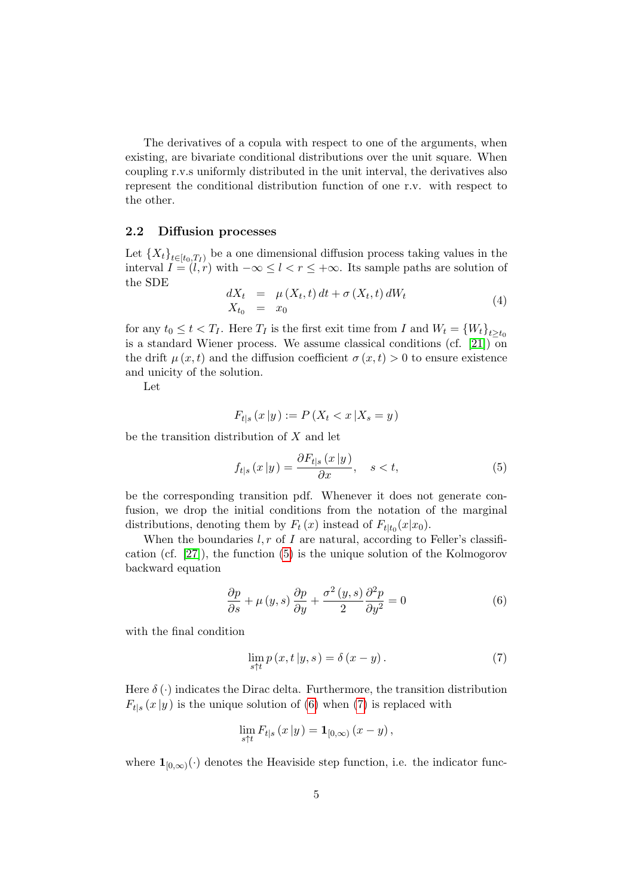The derivatives of a copula with respect to one of the arguments, when existing, are bivariate conditional distributions over the unit square. When coupling r.v.s uniformly distributed in the unit interval, the derivatives also represent the conditional distribution function of one r.v. with respect to the other.

## 2.2 Diffusion processes

Let $\{X_t\}_{t\in[t_0,T_I)}$ be a one dimensional diffusion process taking values in the interval $I=(l,r)$ with $-\infty \leq l < r \leq +\infty$. Its sample paths are solution of the SDE

$$
\begin{aligned}
dX_t &= \mu(X_t,t)\,dt + \sigma(X_t,t)\,dW_t \\
X_{t_0} &= x_0
\end{aligned}
\tag{4}
$$

for any $t_0 \leq t < T_I$. Here $T_I$ is the first exit time from $I$ and $W_t = \{W_t\}_{t\geq t_0}$ is a standard Wiener process. We assume classical conditions (cf. [21]) on the drift $\mu(x,t)$ and the diffusion coefficient $\sigma(x,t)>0$ to ensure existence and unicity of the solution.

Let

$$
F_{t|s}(x\,|y) := P(X_t < x\,|X_s = y)
$$

be the transition distribution of $X$ and let

$$
f_{t|s}(x\,|y) = \frac{\partial F_{t|s}(x\,|y)}{\partial x}, \quad s<t, \tag{5}
$$

be the corresponding transition pdf. Whenever it does not generate confusion, we drop the initial conditions from the notation of the marginal distributions, denoting them by $F_t(x)$ instead of $F_{t|t_0}(x|x_0)$.

When the boundaries $l,r$ of $I$ are natural, according to Feller's classification (cf. [27]), the function (5) is the unique solution of the Kolmogorov backward equation

$$
\frac{\partial p}{\partial s} + \mu(y,s)\frac{\partial p}{\partial y} + \frac{\sigma^2(y,s)}{2}\frac{\partial^2 p}{\partial y^2} = 0 \tag{6}
$$

with the final condition

$$
\lim_{s\uparrow t} p(x,t\,|y,s) = \delta(x-y). \tag{7}
$$

Here $\delta(\cdot)$ indicates the Dirac delta. Furthermore, the transition distribution $F_{t|s}(x\,|y)$ is the unique solution of (6) when (7) is replaced with

$$
\lim_{s\uparrow t} F_{t|s}(x\,|y) = \mathbf{1}_{[0,\infty)}(x-y),
$$

where $\mathbf{1}_{[0,\infty)}(\cdot)$ denotes the Heaviside step function, i.e. the indicator func-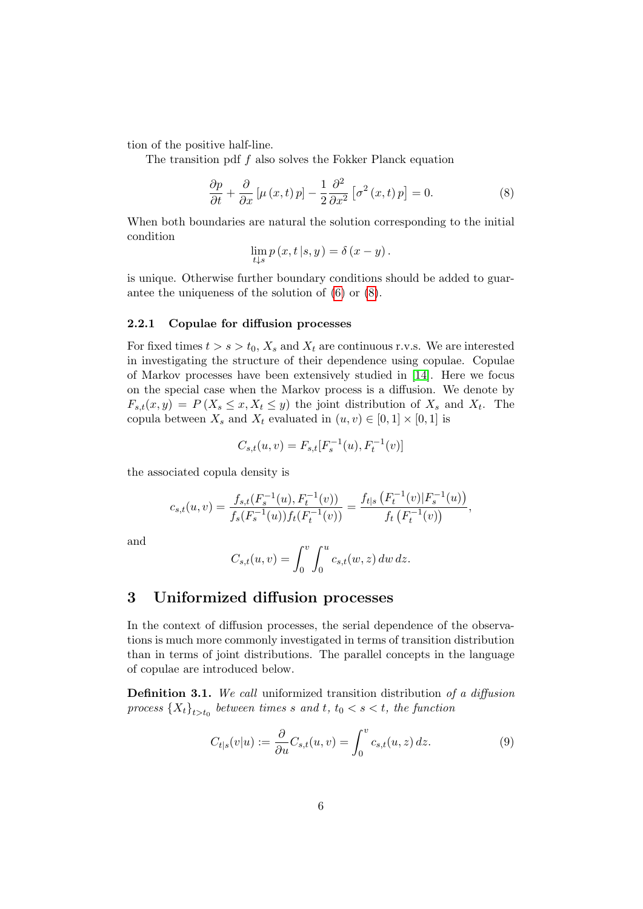tion of the positive half-line.

The transition pdf $f$ also solves the Fokker Planck equation

$$\frac{\partial p}{\partial t} + \frac{\partial}{\partial x}\left[\mu\left(x,t\right)p\right] - \frac{1}{2}\frac{\partial^2}{\partial x^2}\left[\sigma^2\left(x,t\right)p\right] = 0. \tag{8}$$

When both boundaries are natural the solution corresponding to the initial condition

$$\lim_{t\downarrow s} p\left(x,t\,|s,y\right) = \delta\left(x-y\right).$$

is unique. Otherwise further boundary conditions should be added to guarantee the uniqueness of the solution of (6) or (8).

### 2.2.1 Copulae for diffusion processes

For fixed times $t > s > t_0$, $X_s$ and $X_t$ are continuous r.v.s. We are interested in investigating the structure of their dependence using copulae. Copulae of Markov processes have been extensively studied in [14]. Here we focus on the special case when the Markov process is a diffusion. We denote by $F_{s,t}(x,y) = P\left(X_s \le x, X_t \le y\right)$ the joint distribution of $X_s$ and $X_t$. The copula between $X_s$ and $X_t$ evaluated in $(u,v) \in [0,1]\times[0,1]$ is

$$C_{s,t}(u,v) = F_{s,t}[F_s^{-1}(u), F_t^{-1}(v)]$$

the associated copula density is

$$c_{s,t}(u,v) = \frac{f_{s,t}(F_s^{-1}(u), F_t^{-1}(v))}{f_s(F_s^{-1}(u))f_t(F_t^{-1}(v))} = \frac{f_{t|s}\left(F_t^{-1}(v)|F_s^{-1}(u)\right)}{f_t\left(F_t^{-1}(v)\right)},$$

and

$$C_{s,t}(u,v) = \int_0^v\int_0^u c_{s,t}(w,z)\,dw\,dz.$$

# 3 Uniformized diffusion processes

In the context of diffusion processes, the serial dependence of the observations is much more commonly investigated in terms of transition distribution than in terms of joint distributions. The parallel concepts in the language of copulae are introduced below.

**Definition 3.1.** *We call* uniformized transition distribution *of a diffusion process* $\{X_t\}_{t>t_0}$ *between times* $s$ *and* $t$*,* $t_0 < s < t$*, the function*

$$C_{t|s}(v|u) := \frac{\partial}{\partial u}C_{s,t}(u,v) = \int_0^v c_{s,t}(u,z)\,dz. \tag{9}$$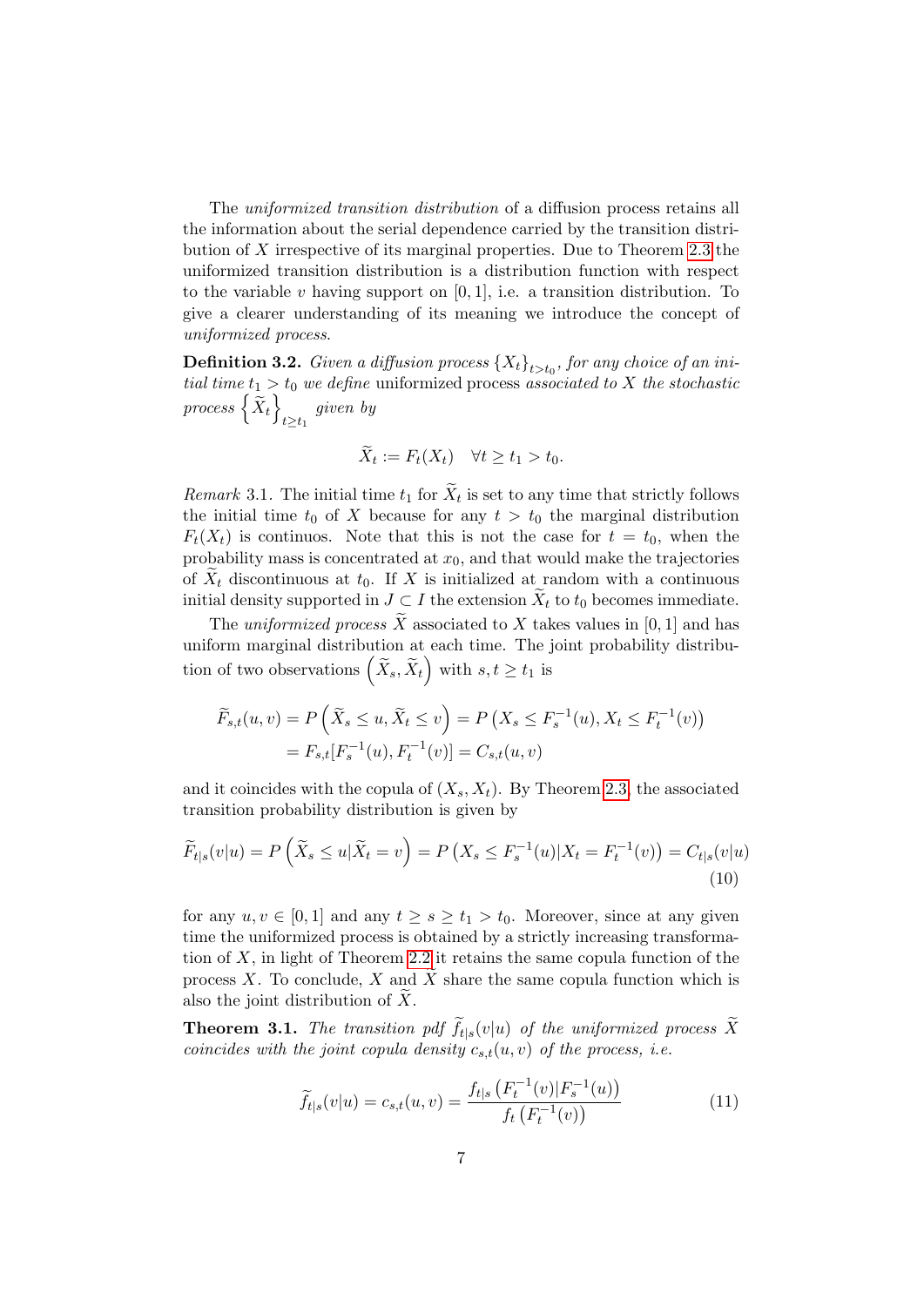The *uniformized transition distribution* of a diffusion process retains all the information about the serial dependence carried by the transition distribution of $X$ irrespective of its marginal properties. Due to Theorem 2.3 the uniformized transition distribution is a distribution function with respect to the variable $v$ having support on $[0,1]$, i.e. a transition distribution. To give a clearer understanding of its meaning we introduce the concept of *uniformized process*.

**Definition 3.2.** *Given a diffusion process $\{X_t\}_{t>t_0}$, for any choice of an initial time $t_1 > t_0$ we define* uniformized process *associated to $X$ the stochastic process $\left\{\widetilde{X}_t\right\}_{t\geq t_1}$ given by*

$$\widetilde{X}_t := F_t(X_t) \quad \forall t \geq t_1 > t_0.$$

*Remark* 3.1. The initial time $t_1$ for $\widetilde{X}_t$ is set to any time that strictly follows the initial time $t_0$ of $X$ because for any $t > t_0$ the marginal distribution $F_t(X_t)$ is continuos. Note that this is not the case for $t = t_0$, when the probability mass is concentrated at $x_0$, and that would make the trajectories of $\widetilde{X}_t$ discontinuous at $t_0$. If $X$ is initialized at random with a continuous initial density supported in $J \subset I$ the extension $\widetilde{X}_t$ to $t_0$ becomes immediate.

The *uniformized process* $\widetilde{X}$ associated to $X$ takes values in $[0,1]$ and has uniform marginal distribution at each time. The joint probability distribution of two observations $\left(\widetilde{X}_s, \widetilde{X}_t\right)$ with $s, t \geq t_1$ is

$$\begin{aligned}
\widetilde{F}_{s,t}(u,v) &= P\left(\widetilde{X}_s \leq u, \widetilde{X}_t \leq v\right) = P\left(X_s \leq F_s^{-1}(u), X_t \leq F_t^{-1}(v)\right) \\
&= F_{s,t}[F_s^{-1}(u), F_t^{-1}(v)] = C_{s,t}(u,v)
\end{aligned}$$

and it coincides with the copula of $(X_s, X_t)$. By Theorem 2.3, the associated transition probability distribution is given by

$$\widetilde{F}_{t|s}(v|u) = P\left(\widetilde{X}_s \leq u | \widetilde{X}_t = v\right) = P\left(X_s \leq F_s^{-1}(u) | X_t = F_t^{-1}(v)\right) = C_{t|s}(v|u) \tag{10}$$

for any $u, v \in [0,1]$ and any $t \geq s \geq t_1 > t_0$. Moreover, since at any given time the uniformized process is obtained by a strictly increasing transformation of $X$, in light of Theorem 2.2 it retains the same copula function of the process $X$. To conclude, $X$ and $\widetilde{X}$ share the same copula function which is also the joint distribution of $\widetilde{X}$.

**Theorem 3.1.** *The transition pdf $\widetilde{f}_{t|s}(v|u)$ of the uniformized process $\widetilde{X}$ coincides with the joint copula density $c_{s,t}(u,v)$ of the process, i.e.*

$$\widetilde{f}_{t|s}(v|u) = c_{s,t}(u,v) = \frac{f_{t|s}\left(F_t^{-1}(v)|F_s^{-1}(u)\right)}{f_t\left(F_t^{-1}(v)\right)} \tag{11}$$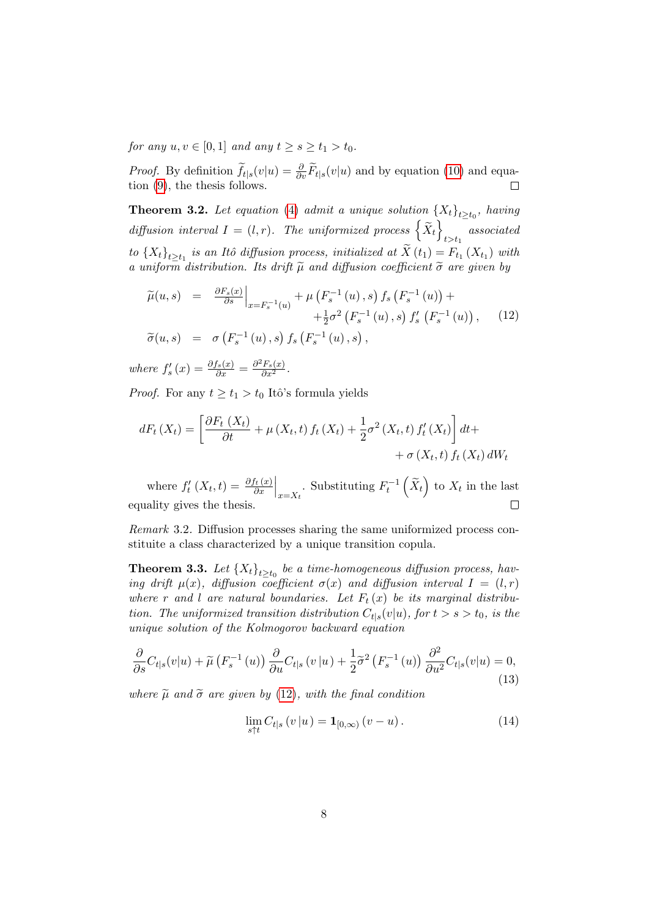*for any* $u, v \in [0,1]$ *and any* $t \geq s \geq t_1 > t_0$.

*Proof.* By definition $\widetilde{f}_{t|s}(v|u) = \frac{\partial}{\partial v}\widetilde{F}_{t|s}(v|u)$ and by equation (10) and equation (9), the thesis follows. $\square$

**Theorem 3.2.** *Let equation (4) admit a unique solution* $\{X_t\}_{t\geq t_0}$*, having diffusion interval* $I = (l, r)$*. The uniformized process* $\left\{\widetilde{X}_t\right\}_{t>t_1}$ *associated to* $\{X_t\}_{t\geq t_1}$ *is an Itô diffusion process, initialized at* $\widetilde{X}(t_1) = F_{t_1}(X_{t_1})$ *with a uniform distribution. Its drift* $\widetilde{\mu}$ *and diffusion coefficient* $\widetilde{\sigma}$ *are given by*

$$
\begin{aligned}
\widetilde{\mu}(u,s) &= \left.\frac{\partial F_s(x)}{\partial s}\right|_{x=F_s^{-1}(u)} + \mu\left(F_s^{-1}(u), s\right) f_s\left(F_s^{-1}(u)\right) + \\
&\qquad + \tfrac{1}{2}\sigma^2\left(F_s^{-1}(u), s\right) f_s'\left(F_s^{-1}(u)\right), \\
\widetilde{\sigma}(u,s) &= \sigma\left(F_s^{-1}(u), s\right) f_s\left(F_s^{-1}(u), s\right),
\end{aligned}
\tag{12}
$$

*where* $f_s'(x) = \frac{\partial f_s(x)}{\partial x} = \frac{\partial^2 F_s(x)}{\partial x^2}$.

*Proof.* For any $t \geq t_1 > t_0$ Itô's formula yields

$$
dF_t(X_t) = \left[\frac{\partial F_t(X_t)}{\partial t} + \mu(X_t, t) f_t(X_t) + \frac{1}{2}\sigma^2(X_t, t) f_t'(X_t)\right] dt + \\
+ \sigma(X_t, t) f_t(X_t) \, dW_t
$$

where $f_t'(X_t, t) = \left.\frac{\partial f_t(x)}{\partial x}\right|_{x=X_t}$. Substituting $F_t^{-1}\left(\widetilde{X}_t\right)$ to $X_t$ in the last equality gives the thesis. $\square$

*Remark* 3.2. Diffusion processes sharing the same uniformized process constituite a class characterized by a unique transition copula.

**Theorem 3.3.** *Let* $\{X_t\}_{t\geq t_0}$ *be a time-homogeneous diffusion process, having drift* $\mu(x)$*, diffusion coefficient* $\sigma(x)$ *and diffusion interval* $I = (l, r)$ *where* $r$ *and* $l$ *are natural boundaries. Let* $F_t(x)$ *be its marginal distribution. The uniformized transition distribution* $C_{t|s}(v|u)$*, for* $t > s > t_0$*, is the unique solution of the Kolmogorov backward equation*

$$
\frac{\partial}{\partial s} C_{t|s}(v|u) + \widetilde{\mu}\left(F_s^{-1}(u)\right) \frac{\partial}{\partial u} C_{t|s}(v\,|u) + \frac{1}{2}\widetilde{\sigma}^2\left(F_s^{-1}(u)\right) \frac{\partial^2}{\partial u^2} C_{t|s}(v|u) = 0,
\tag{13}
$$

*where* $\widetilde{\mu}$ *and* $\widetilde{\sigma}$ *are given by (12), with the final condition*

$$
\lim_{s\uparrow t} C_{t|s}(v\,|u) = \mathbf{1}_{[0,\infty)}(v-u).
\tag{14}
$$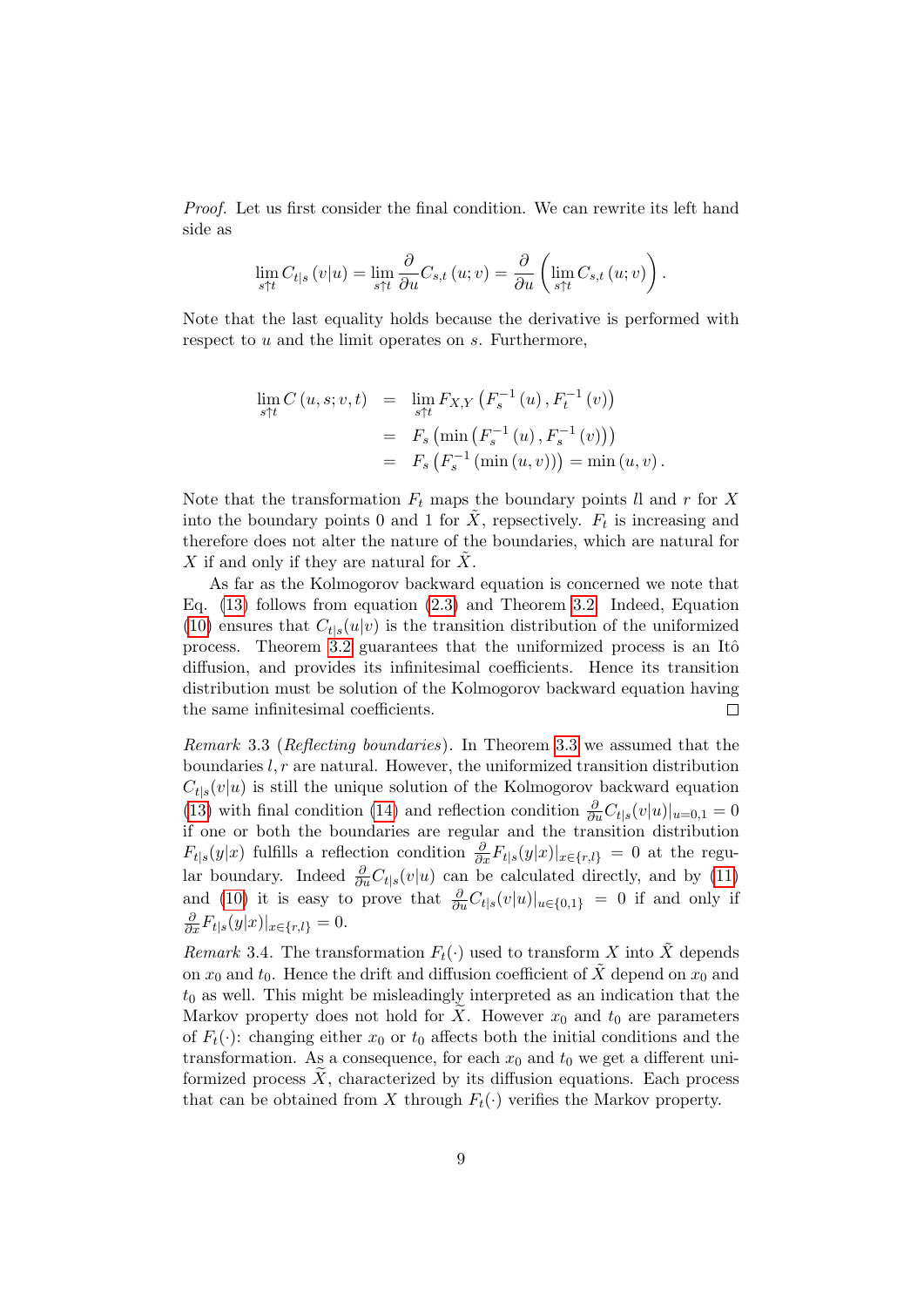*Proof.* Let us first consider the final condition. We can rewrite its left hand side as

$$\lim_{s\uparrow t} C_{t|s}\left(v|u\right) = \lim_{s\uparrow t} \frac{\partial}{\partial u} C_{s,t}\left(u;v\right) = \frac{\partial}{\partial u}\left(\lim_{s\uparrow t} C_{s,t}\left(u;v\right)\right).$$

Note that the last equality holds because the derivative is performed with respect to $u$ and the limit operates on $s$. Furthermore,

$$\begin{aligned}
\lim_{s\uparrow t} C\left(u,s;v,t\right) &= \lim_{s\uparrow t} F_{X,Y}\left(F_s^{-1}\left(u\right), F_t^{-1}\left(v\right)\right) \\
&= F_s\left(\min\left(F_s^{-1}\left(u\right), F_s^{-1}\left(v\right)\right)\right) \\
&= F_s\left(F_s^{-1}\left(\min\left(u,v\right)\right)\right) = \min\left(u,v\right).
\end{aligned}$$

Note that the transformation $F_t$ maps the boundary points $ll$ and $r$ for $X$ into the boundary points 0 and 1 for $\tilde{X}$, repsectively. $F_t$ is increasing and therefore does not alter the nature of the boundaries, which are natural for $X$ if and only if they are natural for $\tilde{X}$.

As far as the Kolmogorov backward equation is concerned we note that Eq. (13) follows from equation (2.3) and Theorem 3.2. Indeed, Equation (10) ensures that $C_{t|s}(u|v)$ is the transition distribution of the uniformized process. Theorem 3.2 guarantees that the uniformized process is an Itô diffusion, and provides its infinitesimal coefficients. Hence its transition distribution must be solution of the Kolmogorov backward equation having the same infinitesimal coefficients. $\square$

*Remark* 3.3 (*Reflecting boundaries*). In Theorem 3.3 we assumed that the boundaries $l, r$ are natural. However, the uniformized transition distribution $C_{t|s}(v|u)$ is still the unique solution of the Kolmogorov backward equation (13) with final condition (14) and reflection condition $\frac{\partial}{\partial u}C_{t|s}(v|u)|_{u=0,1} = 0$ if one or both the boundaries are regular and the transition distribution $F_{t|s}(y|x)$ fulfills a reflection condition $\frac{\partial}{\partial x}F_{t|s}(y|x)|_{x\in\{r,l\}} = 0$ at the regular boundary. Indeed $\frac{\partial}{\partial u}C_{t|s}(v|u)$ can be calculated directly, and by (11) and (10) it is easy to prove that $\frac{\partial}{\partial u}C_{t|s}(v|u)|_{u\in\{0,1\}} = 0$ if and only if $\frac{\partial}{\partial x}F_{t|s}(y|x)|_{x\in\{r,l\}} = 0$.

*Remark* 3.4. The transformation $F_t(\cdot)$ used to transform $X$ into $\tilde{X}$ depends on $x_0$ and $t_0$. Hence the drift and diffusion coefficient of $\tilde{X}$ depend on $x_0$ and $t_0$ as well. This might be misleadingly interpreted as an indication that the Markov property does not hold for $\tilde{X}$. However $x_0$ and $t_0$ are parameters of $F_t(\cdot)$: changing either $x_0$ or $t_0$ affects both the initial conditions and the transformation. As a consequence, for each $x_0$ and $t_0$ we get a different uniformized process $\widetilde{X}$, characterized by its diffusion equations. Each process that can be obtained from $X$ through $F_t(\cdot)$ verifies the Markov property.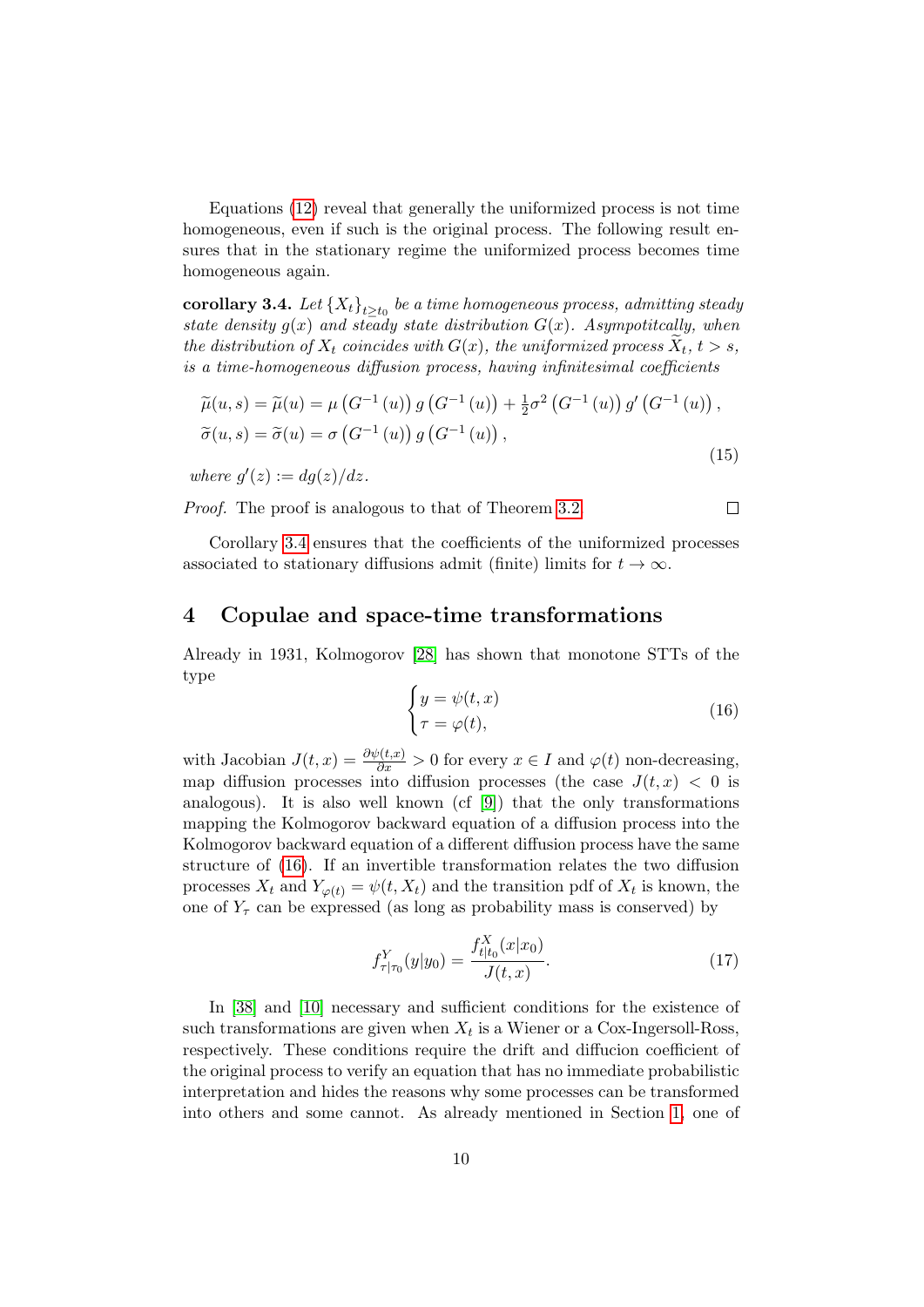Equations (12) reveal that generally the uniformized process is not time homogeneous, even if such is the original process. The following result ensures that in the stationary regime the uniformized process becomes time homogeneous again.

**corollary 3.4.** *Let $\{X_t\}_{t\geq t_0}$ be a time homogeneous process, admitting steady state density $g(x)$ and steady state distribution $G(x)$. Asympotitcally, when the distribution of $X_t$ coincides with $G(x)$, the uniformized process $\widetilde{X}_t$, $t > s$, is a time-homogeneous diffusion process, having infinitesimal coefficients*

$$
\begin{aligned}
&\widetilde{\mu}(u,s) = \widetilde{\mu}(u) = \mu\left(G^{-1}(u)\right) g\left(G^{-1}(u)\right) + \tfrac{1}{2}\sigma^2\left(G^{-1}(u)\right) g'\left(G^{-1}(u)\right), \\
&\widetilde{\sigma}(u,s) = \widetilde{\sigma}(u) = \sigma\left(G^{-1}(u)\right) g\left(G^{-1}(u)\right),
\end{aligned}
\tag{15}
$$

*where $g'(z) := dg(z)/dz$.*

*Proof.* The proof is analogous to that of Theorem 3.2. □

Corollary 3.4 ensures that the coefficients of the uniformized processes associated to stationary diffusions admit (finite) limits for $t \to \infty$.

## 4 Copulae and space-time transformations

Already in 1931, Kolmogorov [28] has shown that monotone STTs of the type

$$
\begin{cases}
y = \psi(t, x) \\
\tau = \varphi(t),
\end{cases}
\tag{16}
$$

with Jacobian $J(t,x) = \frac{\partial \psi(t,x)}{\partial x} > 0$ for every $x \in I$ and $\varphi(t)$ non-decreasing, map diffusion processes into diffusion processes (the case $J(t,x) < 0$ is analogous). It is also well known (cf [9]) that the only transformations mapping the Kolmogorov backward equation of a diffusion process into the Kolmogorov backward equation of a different diffusion process have the same structure of (16). If an invertible transformation relates the two diffusion processes $X_t$ and $Y_{\varphi(t)} = \psi(t, X_t)$ and the transition pdf of $X_t$ is known, the one of $Y_\tau$ can be expressed (as long as probability mass is conserved) by

$$
f^Y_{\tau|\tau_0}(y|y_0) = \frac{f^X_{t|t_0}(x|x_0)}{J(t,x)}.
\tag{17}
$$

In [38] and [10] necessary and sufficient conditions for the existence of such transformations are given when $X_t$ is a Wiener or a Cox-Ingersoll-Ross, respectively. These conditions require the drift and diffucion coefficient of the original process to verify an equation that has no immediate probabilistic interpretation and hides the reasons why some processes can be transformed into others and some cannot. As already mentioned in Section 1, one of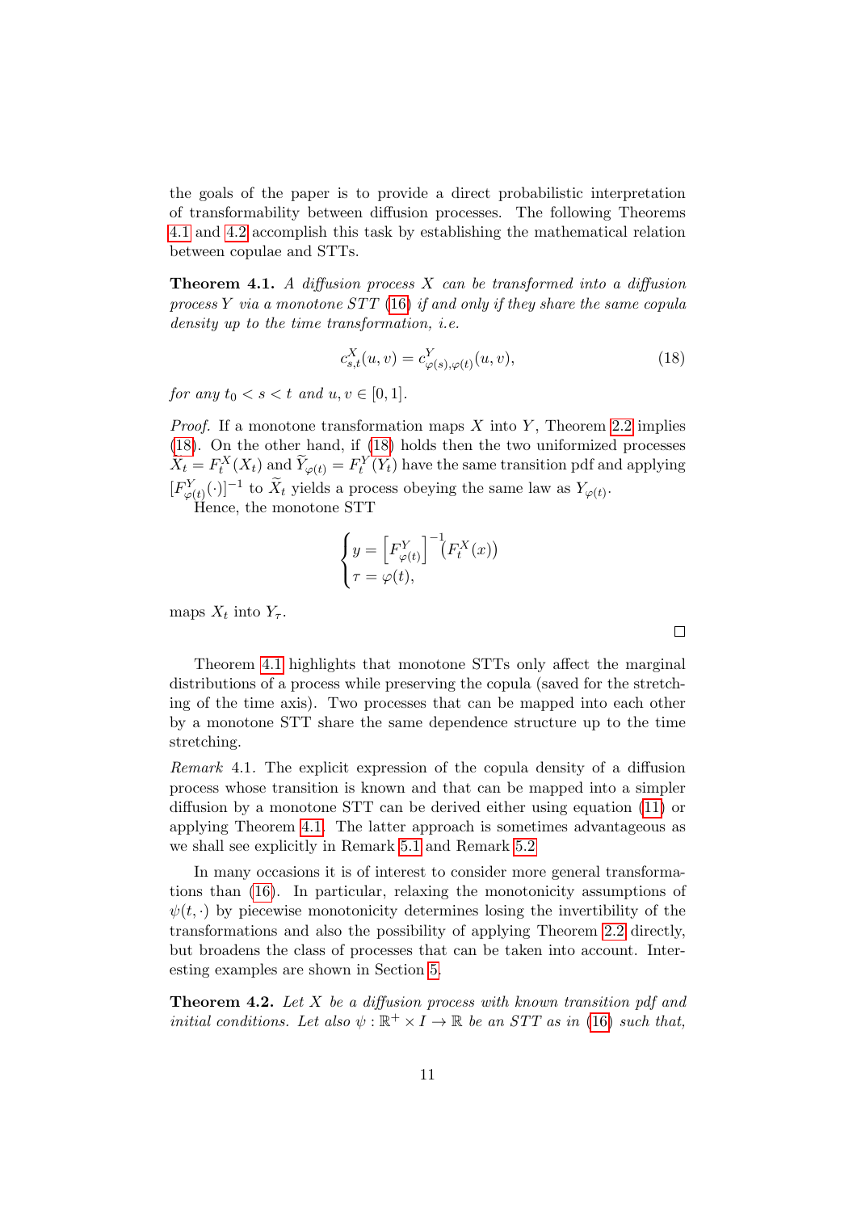the goals of the paper is to provide a direct probabilistic interpretation of transformability between diffusion processes. The following Theorems 4.1 and 4.2 accomplish this task by establishing the mathematical relation between copulae and STTs.

**Theorem 4.1.** *A diffusion process $X$ can be transformed into a diffusion process $Y$ via a monotone STT (16) if and only if they share the same copula density up to the time transformation, i.e.*

$$c^X_{s,t}(u,v) = c^Y_{\varphi(s),\varphi(t)}(u,v), \tag{18}$$

*for any $t_0 < s < t$ and $u, v \in [0,1]$.*

*Proof.* If a monotone transformation maps $X$ into $Y$, Theorem 2.2 implies (18). On the other hand, if (18) holds then the two uniformized processes $\widetilde{X}_t = F^X_t(X_t)$ and $\widetilde{Y}_{\varphi(t)} = F^Y_t(Y_t)$ have the same transition pdf and applying $[F^Y_{\varphi(t)}(\cdot)]^{-1}$ to $\widetilde{X}_t$ yields a process obeying the same law as $Y_{\varphi(t)}$.

Hence, the monotone STT

$$\begin{cases} y = \left[F^Y_{\varphi(t)}\right]^{-1}\!\left(F^X_t(x)\right) \\ \tau = \varphi(t), \end{cases}$$

maps $X_t$ into $Y_\tau$. □

Theorem 4.1 highlights that monotone STTs only affect the marginal distributions of a process while preserving the copula (saved for the stretching of the time axis). Two processes that can be mapped into each other by a monotone STT share the same dependence structure up to the time stretching.

*Remark* 4.1. The explicit expression of the copula density of a diffusion process whose transition is known and that can be mapped into a simpler diffusion by a monotone STT can be derived either using equation (11) or applying Theorem 4.1. The latter approach is sometimes advantageous as we shall see explicitly in Remark 5.1 and Remark 5.2.

In many occasions it is of interest to consider more general transformations than (16). In particular, relaxing the monotonicity assumptions of $\psi(t,\cdot)$ by piecewise monotonicity determines losing the invertibility of the transformations and also the possibility of applying Theorem 2.2 directly, but broadens the class of processes that can be taken into account. Interesting examples are shown in Section 5.

**Theorem 4.2.** *Let $X$ be a diffusion process with known transition pdf and initial conditions. Let also $\psi : \mathbb{R}^+ \times I \to \mathbb{R}$ be an STT as in (16) such that,*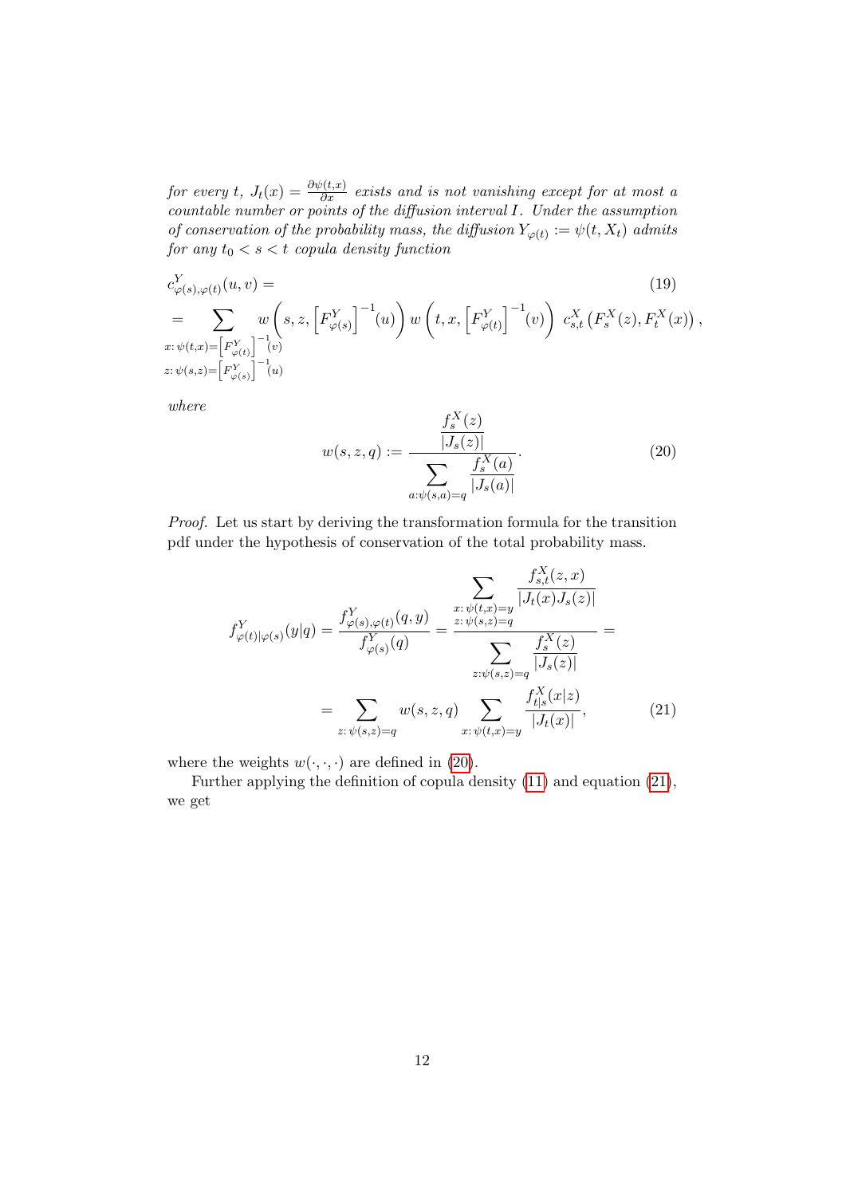*for every $t$, $J_t(x) = \frac{\partial \psi(t,x)}{\partial x}$ exists and is not vanishing except for at most a countable number or points of the diffusion interval $I$. Under the assumption of conservation of the probability mass, the diffusion $Y_{\varphi(t)} := \psi(t, X_t)$ admits for any $t_0 < s < t$ copula density function*

$$
\begin{aligned}
&c^Y_{\varphi(s),\varphi(t)}(u,v) = \qquad\qquad (19)\\
&= \sum_{\substack{x:\, \psi(t,x) = \left[F^Y_{\varphi(t)}\right]^{-1}(v) \\ z:\, \psi(s,z) = \left[F^Y_{\varphi(s)}\right]^{-1}(u)}} w\left(s, z, \left[F^Y_{\varphi(s)}\right]^{-1}(u)\right) w\left(t, x, \left[F^Y_{\varphi(t)}\right]^{-1}(v)\right) \; c^X_{s,t}\left(F^X_s(z), F^X_t(x)\right),
\end{aligned}
$$

*where*

$$
w(s,z,q) := \frac{\dfrac{f^X_s(z)}{|J_s(z)|}}{\displaystyle\sum_{a:\psi(s,a)=q} \frac{f^X_s(a)}{|J_s(a)|}}. \qquad (20)
$$

*Proof.* Let us start by deriving the transformation formula for the transition pdf under the hypothesis of conservation of the total probability mass.

$$
\begin{aligned}
f^Y_{\varphi(t)|\varphi(s)}(y|q) = \frac{f^Y_{\varphi(s),\varphi(t)}(q,y)}{f^Y_{\varphi(s)}(q)} &= \frac{\displaystyle\sum_{\substack{x:\, \psi(t,x)=y \\ z:\, \psi(s,z)=q}} \frac{f^X_{s,t}(z,x)}{|J_t(x) J_s(z)|}}{\displaystyle\sum_{z:\psi(s,z)=q} \frac{f^X_s(z)}{|J_s(z)|}} = \\
&= \sum_{z:\, \psi(s,z)=q} w(s,z,q) \sum_{x:\, \psi(t,x)=y} \frac{f^X_{t|s}(x|z)}{|J_t(x)|}, \qquad (21)
\end{aligned}
$$

where the weights $w(\cdot,\cdot,\cdot)$ are defined in (20).

Further applying the definition of copula density (11) and equation (21), we get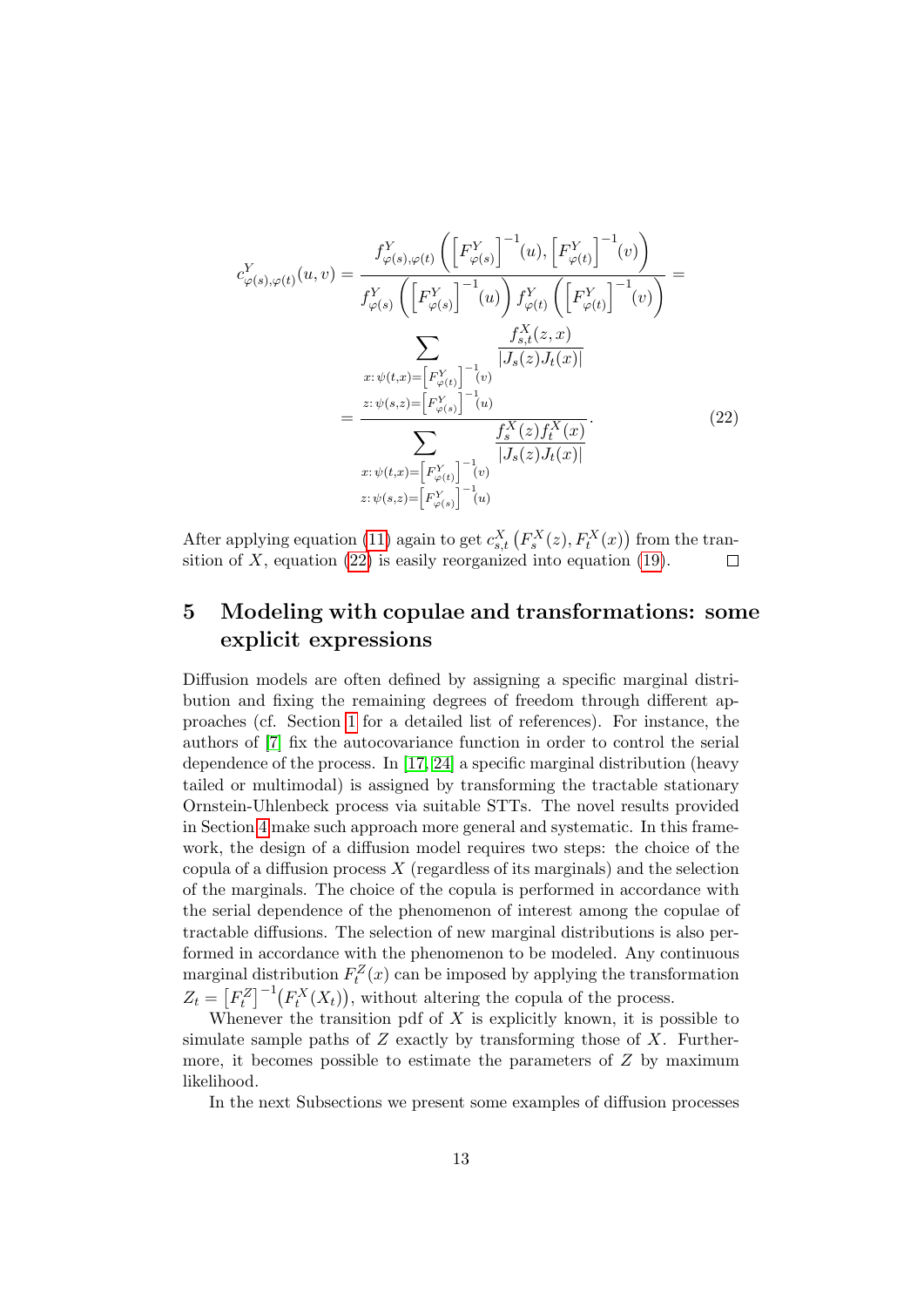$$
\begin{aligned}
c^{Y}_{\varphi(s),\varphi(t)}(u,v) &= \frac{f^{Y}_{\varphi(s),\varphi(t)}\left(\left[F^{Y}_{\varphi(s)}\right]^{-1}(u), \left[F^{Y}_{\varphi(t)}\right]^{-1}(v)\right)}{f^{Y}_{\varphi(s)}\left(\left[F^{Y}_{\varphi(s)}\right]^{-1}(u)\right) f^{Y}_{\varphi(t)}\left(\left[F^{Y}_{\varphi(t)}\right]^{-1}(v)\right)} = \\
&= \frac{\displaystyle\sum_{\substack{x:\,\psi(t,x)=\left[F^{Y}_{\varphi(t)}\right]^{-1}(v)\\ z:\,\psi(s,z)=\left[F^{Y}_{\varphi(s)}\right]^{-1}(u)}} \frac{f^{X}_{s,t}(z,x)}{|J_s(z)J_t(x)|}}{\displaystyle\sum_{\substack{x:\,\psi(t,x)=\left[F^{Y}_{\varphi(t)}\right]^{-1}(v)\\ z:\,\psi(s,z)=\left[F^{Y}_{\varphi(s)}\right]^{-1}(u)}} \frac{f^{X}_{s}(z)f^{X}_{t}(x)}{|J_s(z)J_t(x)|}}.
\end{aligned} \tag{22}
$$

After applying equation (11) again to get $c^{X}_{s,t}\left(F^{X}_{s}(z), F^{X}_{t}(x)\right)$ from the transition of $X$, equation (22) is easily reorganized into equation (19). $\square$

# 5 Modeling with copulae and transformations: some explicit expressions

Diffusion models are often defined by assigning a specific marginal distribution and fixing the remaining degrees of freedom through different approaches (cf. Section 1 for a detailed list of references). For instance, the authors of [7] fix the autocovariance function in order to control the serial dependence of the process. In [17, 24] a specific marginal distribution (heavy tailed or multimodal) is assigned by transforming the tractable stationary Ornstein-Uhlenbeck process via suitable STTs. The novel results provided in Section 4 make such approach more general and systematic. In this framework, the design of a diffusion model requires two steps: the choice of the copula of a diffusion process $X$ (regardless of its marginals) and the selection of the marginals. The choice of the copula is performed in accordance with the serial dependence of the phenomenon of interest among the copulae of tractable diffusions. The selection of new marginal distributions is also performed in accordance with the phenomenon to be modeled. Any continuous marginal distribution $F^{Z}_{t}(x)$ can be imposed by applying the transformation $Z_t = \left[F^{Z}_{t}\right]^{-1}\!\left(F^{X}_{t}(X_t)\right)$, without altering the copula of the process.

Whenever the transition pdf of $X$ is explicitly known, it is possible to simulate sample paths of $Z$ exactly by transforming those of $X$. Furthermore, it becomes possible to estimate the parameters of $Z$ by maximum likelihood.

In the next Subsections we present some examples of diffusion processes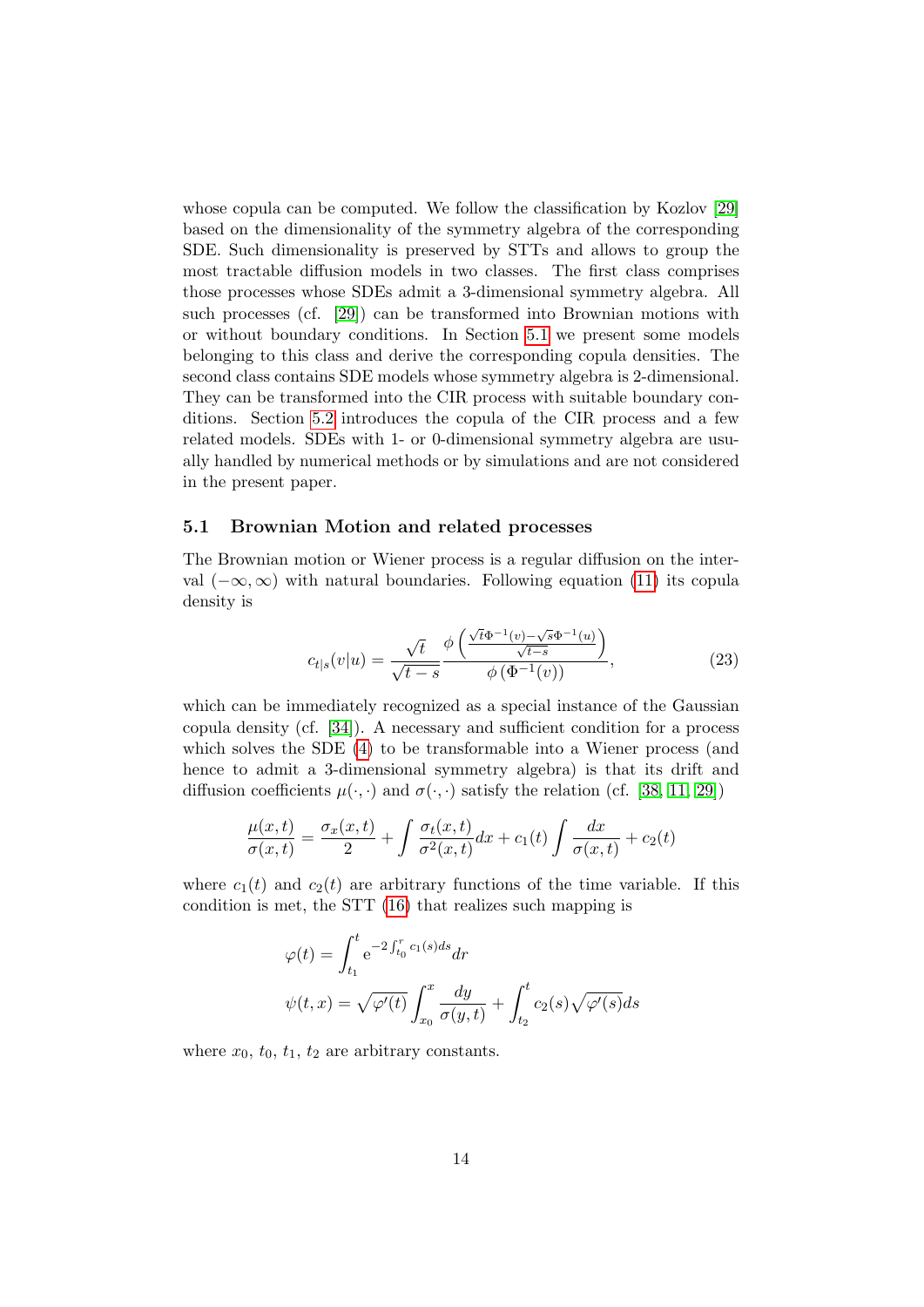whose copula can be computed. We follow the classification by Kozlov [29] based on the dimensionality of the symmetry algebra of the corresponding SDE. Such dimensionality is preserved by STTs and allows to group the most tractable diffusion models in two classes. The first class comprises those processes whose SDEs admit a 3-dimensional symmetry algebra. All such processes (cf. [29]) can be transformed into Brownian motions with or without boundary conditions. In Section 5.1 we present some models belonging to this class and derive the corresponding copula densities. The second class contains SDE models whose symmetry algebra is 2-dimensional. They can be transformed into the CIR process with suitable boundary conditions. Section 5.2 introduces the copula of the CIR process and a few related models. SDEs with 1- or 0-dimensional symmetry algebra are usually handled by numerical methods or by simulations and are not considered in the present paper.

### 5.1 Brownian Motion and related processes

The Brownian motion or Wiener process is a regular diffusion on the interval $(-\infty, \infty)$ with natural boundaries. Following equation (11) its copula density is

$$c_{t|s}(v|u) = \frac{\sqrt{t}}{\sqrt{t-s}} \frac{\phi\left(\frac{\sqrt{t}\Phi^{-1}(v) - \sqrt{s}\Phi^{-1}(u)}{\sqrt{t-s}}\right)}{\phi\left(\Phi^{-1}(v)\right)}, \tag{23}$$

which can be immediately recognized as a special instance of the Gaussian copula density (cf. [34]). A necessary and sufficient condition for a process which solves the SDE (4) to be transformable into a Wiener process (and hence to admit a 3-dimensional symmetry algebra) is that its drift and diffusion coefficients $\mu(\cdot, \cdot)$ and $\sigma(\cdot, \cdot)$ satisfy the relation (cf. [38, 11, 29])

$$\frac{\mu(x,t)}{\sigma(x,t)} = \frac{\sigma_x(x,t)}{2} + \int \frac{\sigma_t(x,t)}{\sigma^2(x,t)} dx + c_1(t) \int \frac{dx}{\sigma(x,t)} + c_2(t)$$

where $c_1(t)$ and $c_2(t)$ are arbitrary functions of the time variable. If this condition is met, the STT (16) that realizes such mapping is

$$\varphi(t) = \int_{t_1}^{t} \mathrm{e}^{-2\int_{t_0}^{r} c_1(s)ds} dr$$

$$\psi(t,x) = \sqrt{\varphi'(t)} \int_{x_0}^{x} \frac{dy}{\sigma(y,t)} + \int_{t_2}^{t} c_2(s)\sqrt{\varphi'(s)} ds$$

where $x_0$, $t_0$, $t_1$, $t_2$ are arbitrary constants.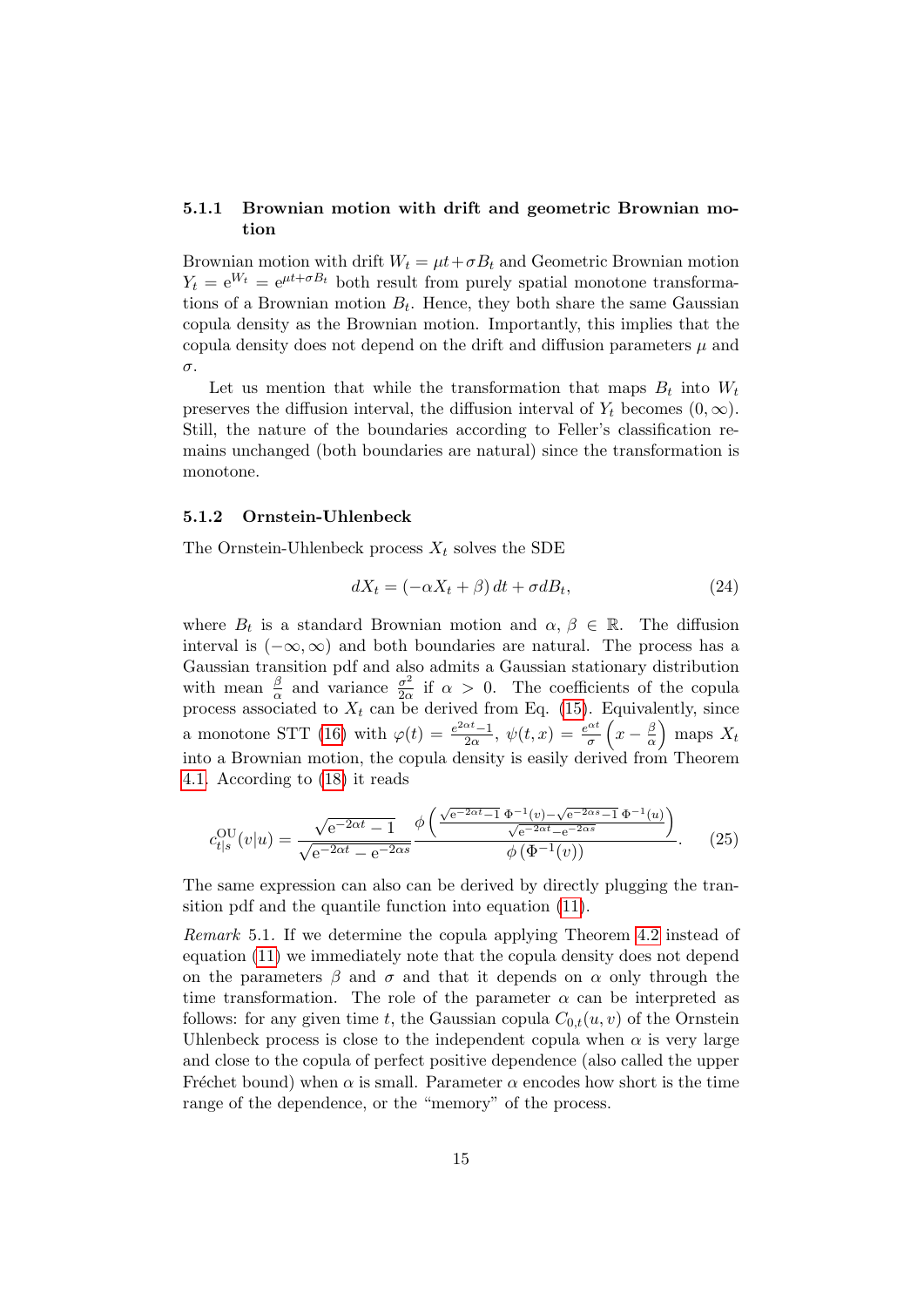#### 5.1.1 Brownian motion with drift and geometric Brownian motion

Brownian motion with drift $W_t = \mu t + \sigma B_t$ and Geometric Brownian motion $Y_t = \mathrm{e}^{W_t} = \mathrm{e}^{\mu t + \sigma B_t}$ both result from purely spatial monotone transformations of a Brownian motion $B_t$. Hence, they both share the same Gaussian copula density as the Brownian motion. Importantly, this implies that the copula density does not depend on the drift and diffusion parameters $\mu$ and $\sigma$.

Let us mention that while the transformation that maps $B_t$ into $W_t$ preserves the diffusion interval, the diffusion interval of $Y_t$ becomes $(0, \infty)$. Still, the nature of the boundaries according to Feller's classification remains unchanged (both boundaries are natural) since the transformation is monotone.

#### 5.1.2 Ornstein-Uhlenbeck

The Ornstein-Uhlenbeck process $X_t$ solves the SDE

$$dX_t = (-\alpha X_t + \beta)\, dt + \sigma dB_t, \tag{24}$$

where $B_t$ is a standard Brownian motion and $\alpha, \beta \in \mathbb{R}$. The diffusion interval is $(-\infty, \infty)$ and both boundaries are natural. The process has a Gaussian transition pdf and also admits a Gaussian stationary distribution with mean $\frac{\beta}{\alpha}$ and variance $\frac{\sigma^2}{2\alpha}$ if $\alpha > 0$. The coefficients of the copula process associated to $X_t$ can be derived from Eq. (15). Equivalently, since a monotone STT (16) with $\varphi(t) = \frac{e^{2\alpha t}-1}{2\alpha}$, $\psi(t, x) = \frac{e^{\alpha t}}{\sigma}\left(x - \frac{\beta}{\alpha}\right)$ maps $X_t$ into a Brownian motion, the copula density is easily derived from Theorem 4.1. According to (18) it reads

$$c^{\mathrm{OU}}_{t|s}(v|u) = \frac{\sqrt{\mathrm{e}^{-2\alpha t} - 1}}{\sqrt{\mathrm{e}^{-2\alpha t} - \mathrm{e}^{-2\alpha s}}} \frac{\phi\left(\frac{\sqrt{\mathrm{e}^{-2\alpha t}-1}\,\Phi^{-1}(v) - \sqrt{\mathrm{e}^{-2\alpha s}-1}\,\Phi^{-1}(u)}{\sqrt{\mathrm{e}^{-2\alpha t} - \mathrm{e}^{-2\alpha s}}}\right)}{\phi\left(\Phi^{-1}(v)\right)}. \tag{25}$$

The same expression can also can be derived by directly plugging the transition pdf and the quantile function into equation (11).

*Remark* 5.1. If we determine the copula applying Theorem 4.2 instead of equation (11) we immediately note that the copula density does not depend on the parameters $\beta$ and $\sigma$ and that it depends on $\alpha$ only through the time transformation. The role of the parameter $\alpha$ can be interpreted as follows: for any given time $t$, the Gaussian copula $C_{0,t}(u, v)$ of the Ornstein Uhlenbeck process is close to the independent copula when $\alpha$ is very large and close to the copula of perfect positive dependence (also called the upper Fréchet bound) when $\alpha$ is small. Parameter $\alpha$ encodes how short is the time range of the dependence, or the "memory" of the process.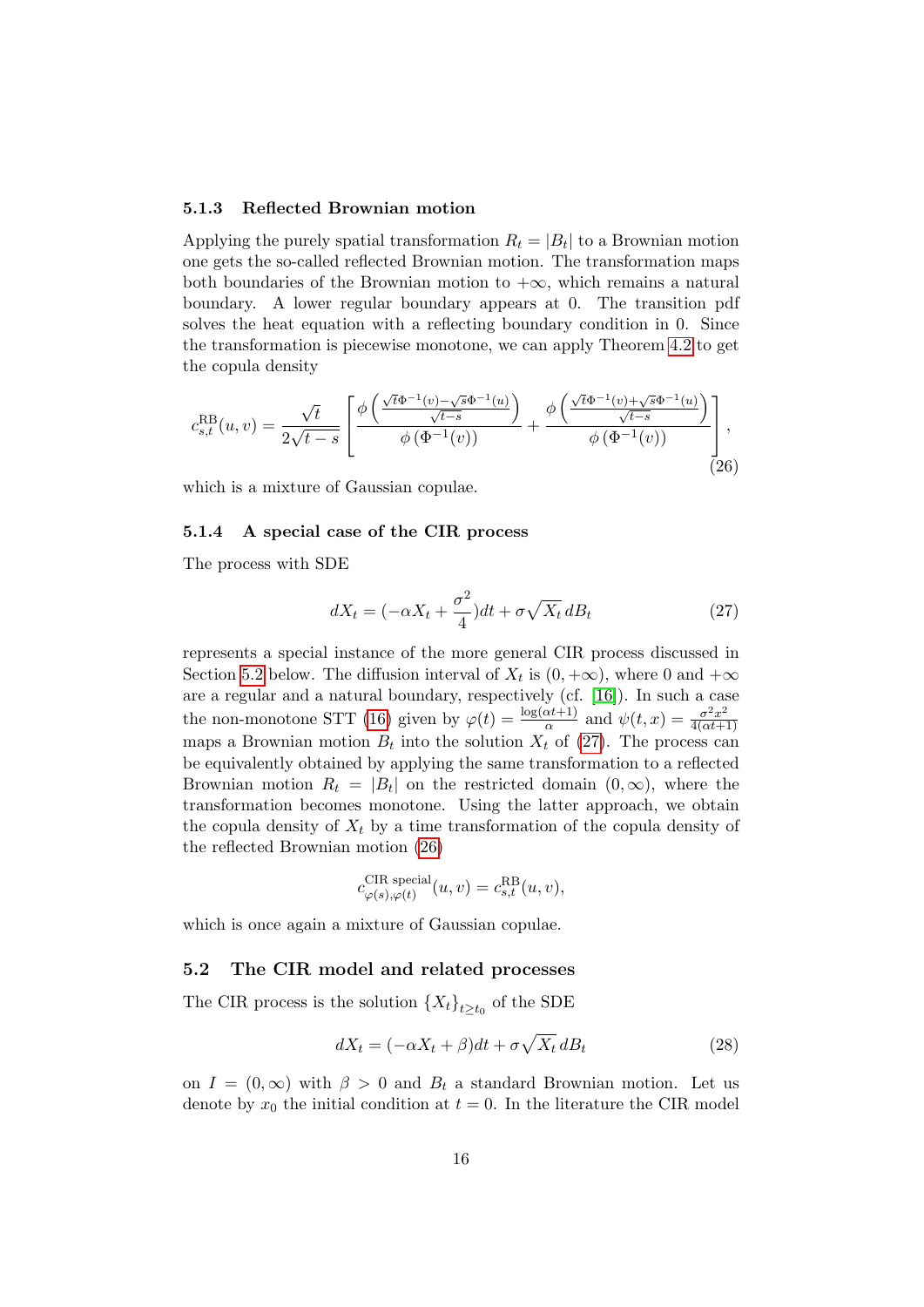### 5.1.3 Reflected Brownian motion

Applying the purely spatial transformation $R_t = |B_t|$ to a Brownian motion one gets the so-called reflected Brownian motion. The transformation maps both boundaries of the Brownian motion to $+\infty$, which remains a natural boundary. A lower regular boundary appears at 0. The transition pdf solves the heat equation with a reflecting boundary condition in 0. Since the transformation is piecewise monotone, we can apply Theorem 4.2 to get the copula density

$$c^{\mathrm{RB}}_{s,t}(u,v) = \frac{\sqrt{t}}{2\sqrt{t-s}} \left[ \frac{\phi\left(\frac{\sqrt{t}\Phi^{-1}(v)-\sqrt{s}\Phi^{-1}(u)}{\sqrt{t-s}}\right)}{\phi\left(\Phi^{-1}(v)\right)} + \frac{\phi\left(\frac{\sqrt{t}\Phi^{-1}(v)+\sqrt{s}\Phi^{-1}(u)}{\sqrt{t-s}}\right)}{\phi\left(\Phi^{-1}(v)\right)} \right], \tag{26}$$

which is a mixture of Gaussian copulae.

### 5.1.4 A special case of the CIR process

The process with SDE

$$dX_t = (-\alpha X_t + \frac{\sigma^2}{4})dt + \sigma\sqrt{X_t}\,dB_t \tag{27}$$

represents a special instance of the more general CIR process discussed in Section 5.2 below. The diffusion interval of $X_t$ is $(0, +\infty)$, where 0 and $+\infty$ are a regular and a natural boundary, respectively (cf. [16]). In such a case the non-monotone STT (16) given by $\varphi(t) = \frac{\log(\alpha t+1)}{\alpha}$ and $\psi(t,x) = \frac{\sigma^2 x^2}{4(\alpha t+1)}$ maps a Brownian motion $B_t$ into the solution $X_t$ of (27). The process can be equivalently obtained by applying the same transformation to a reflected Brownian motion $R_t = |B_t|$ on the restricted domain $(0,\infty)$, where the transformation becomes monotone. Using the latter approach, we obtain the copula density of $X_t$ by a time transformation of the copula density of the reflected Brownian motion (26)

$$c^{\text{CIR special}}_{\varphi(s),\varphi(t)}(u,v) = c^{\mathrm{RB}}_{s,t}(u,v),$$

which is once again a mixture of Gaussian copulae.

## 5.2 The CIR model and related processes

The CIR process is the solution $\{X_t\}_{t\geq t_0}$ of the SDE

$$dX_t = (-\alpha X_t + \beta)dt + \sigma\sqrt{X_t}\,dB_t \tag{28}$$

on $I = (0,\infty)$ with $\beta > 0$ and $B_t$ a standard Brownian motion. Let us denote by $x_0$ the initial condition at $t = 0$. In the literature the CIR model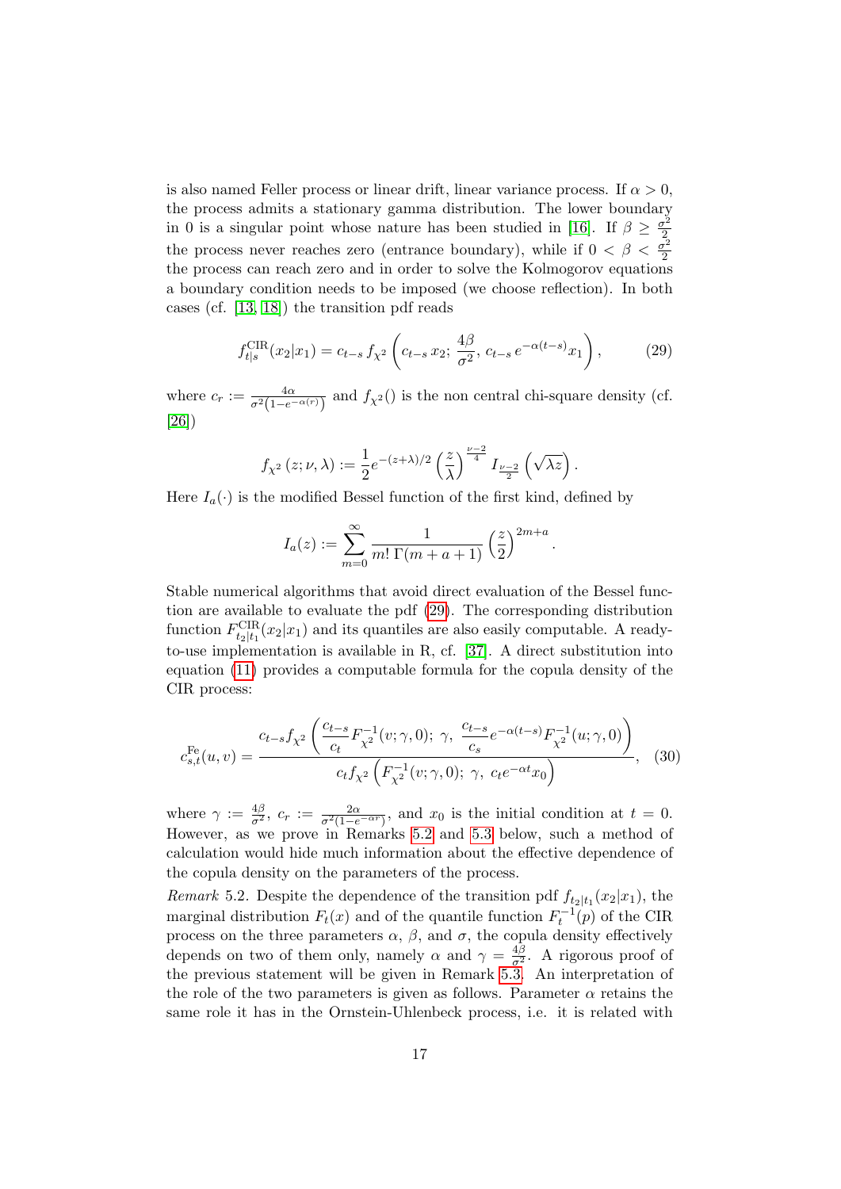is also named Feller process or linear drift, linear variance process. If $\alpha > 0$, the process admits a stationary gamma distribution. The lower boundary in 0 is a singular point whose nature has been studied in [16]. If $\beta \geq \frac{\sigma^2}{2}$ the process never reaches zero (entrance boundary), while if $0 < \beta < \frac{\sigma^2}{2}$ the process can reach zero and in order to solve the Kolmogorov equations a boundary condition needs to be imposed (we choose reflection). In both cases (cf. [13, 18]) the transition pdf reads

$$f^{\mathrm{CIR}}_{t|s}(x_2|x_1) = c_{t-s}\, f_{\chi^2}\left(c_{t-s}\, x_2;\, \frac{4\beta}{\sigma^2},\, c_{t-s}\, e^{-\alpha(t-s)} x_1\right), \tag{29}$$

where $c_r := \frac{4\alpha}{\sigma^2\left(1-e^{-\alpha(r)}\right)}$ and $f_{\chi^2}()$ is the non central chi-square density (cf. [26])

$$f_{\chi^2}\left(z; \nu, \lambda\right) := \frac{1}{2} e^{-(z+\lambda)/2} \left(\frac{z}{\lambda}\right)^{\frac{\nu-2}{4}} I_{\frac{\nu-2}{2}}\left(\sqrt{\lambda z}\right).$$

Here $I_a(\cdot)$ is the modified Bessel function of the first kind, defined by

$$I_a(z) := \sum_{m=0}^{\infty} \frac{1}{m!\, \Gamma(m+a+1)} \left(\frac{z}{2}\right)^{2m+a}.$$

Stable numerical algorithms that avoid direct evaluation of the Bessel function are available to evaluate the pdf (29). The corresponding distribution function $F^{\mathrm{CIR}}_{t_2|t_1}(x_2|x_1)$ and its quantiles are also easily computable. A ready-to-use implementation is available in R, cf. [37]. A direct substitution into equation (11) provides a computable formula for the copula density of the CIR process:

$$c^{\mathrm{Fe}}_{s,t}(u,v) = \frac{c_{t-s} f_{\chi^2}\left(\frac{c_{t-s}}{c_t} F^{-1}_{\chi^2}(v;\gamma,0);\ \gamma,\ \frac{c_{t-s}}{c_s} e^{-\alpha(t-s)} F^{-1}_{\chi^2}(u;\gamma,0)\right)}{c_t f_{\chi^2}\left(F^{-1}_{\chi^2}(v;\gamma,0);\ \gamma,\ c_t e^{-\alpha t} x_0\right)}, \tag{30}$$

where $\gamma := \frac{4\beta}{\sigma^2}$, $c_r := \frac{2\alpha}{\sigma^2(1-e^{-\alpha r})}$, and $x_0$ is the initial condition at $t = 0$. However, as we prove in Remarks 5.2 and 5.3 below, such a method of calculation would hide much information about the effective dependence of the copula density on the parameters of the process.

*Remark* 5.2. Despite the dependence of the transition pdf $f_{t_2|t_1}(x_2|x_1)$, the marginal distribution $F_t(x)$ and of the quantile function $F_t^{-1}(p)$ of the CIR process on the three parameters $\alpha$, $\beta$, and $\sigma$, the copula density effectively depends on two of them only, namely $\alpha$ and $\gamma = \frac{4\beta}{\sigma^2}$. A rigorous proof of the previous statement will be given in Remark 5.3. An interpretation of the role of the two parameters is given as follows. Parameter $\alpha$ retains the same role it has in the Ornstein-Uhlenbeck process, i.e. it is related with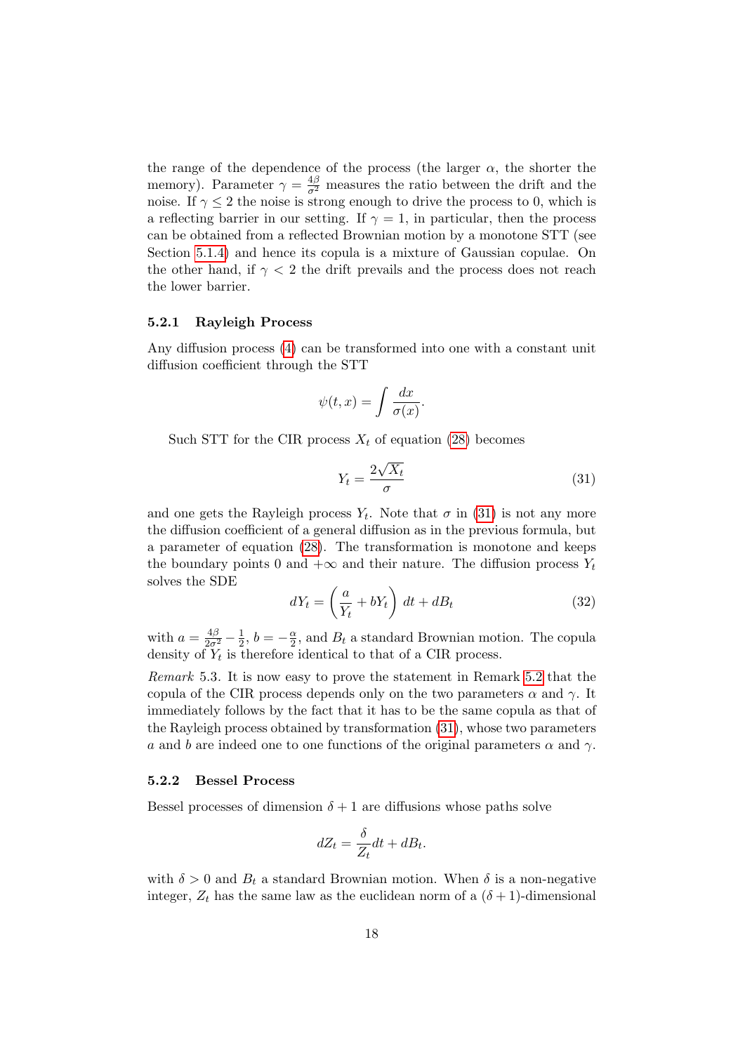the range of the dependence of the process (the larger $\alpha$, the shorter the memory). Parameter $\gamma = \frac{4\beta}{\sigma^2}$ measures the ratio between the drift and the noise. If $\gamma \leq 2$ the noise is strong enough to drive the process to 0, which is a reflecting barrier in our setting. If $\gamma = 1$, in particular, then the process can be obtained from a reflected Brownian motion by a monotone STT (see Section 5.1.4) and hence its copula is a mixture of Gaussian copulae. On the other hand, if $\gamma < 2$ the drift prevails and the process does not reach the lower barrier.

### 5.2.1 Rayleigh Process

Any diffusion process (4) can be transformed into one with a constant unit diffusion coefficient through the STT

$$\psi(t,x) = \int \frac{dx}{\sigma(x)}.$$

Such STT for the CIR process $X_t$ of equation (28) becomes

$$Y_t = \frac{2\sqrt{X_t}}{\sigma} \tag{31}$$

and one gets the Rayleigh process $Y_t$. Note that $\sigma$ in (31) is not any more the diffusion coefficient of a general diffusion as in the previous formula, but a parameter of equation (28). The transformation is monotone and keeps the boundary points 0 and $+\infty$ and their nature. The diffusion process $Y_t$ solves the SDE

$$dY_t = \left(\frac{a}{Y_t} + bY_t\right)\, dt + dB_t \tag{32}$$

with $a = \frac{4\beta}{2\sigma^2} - \frac{1}{2}$, $b = -\frac{\alpha}{2}$, and $B_t$ a standard Brownian motion. The copula density of $Y_t$ is therefore identical to that of a CIR process.

*Remark* 5.3. It is now easy to prove the statement in Remark 5.2 that the copula of the CIR process depends only on the two parameters $\alpha$ and $\gamma$. It immediately follows by the fact that it has to be the same copula as that of the Rayleigh process obtained by transformation (31), whose two parameters $a$ and $b$ are indeed one to one functions of the original parameters $\alpha$ and $\gamma$.

### 5.2.2 Bessel Process

Bessel processes of dimension $\delta + 1$ are diffusions whose paths solve

$$dZ_t = \frac{\delta}{Z_t}dt + dB_t.$$

with $\delta > 0$ and $B_t$ a standard Brownian motion. When $\delta$ is a non-negative integer, $Z_t$ has the same law as the euclidean norm of a $(\delta + 1)$-dimensional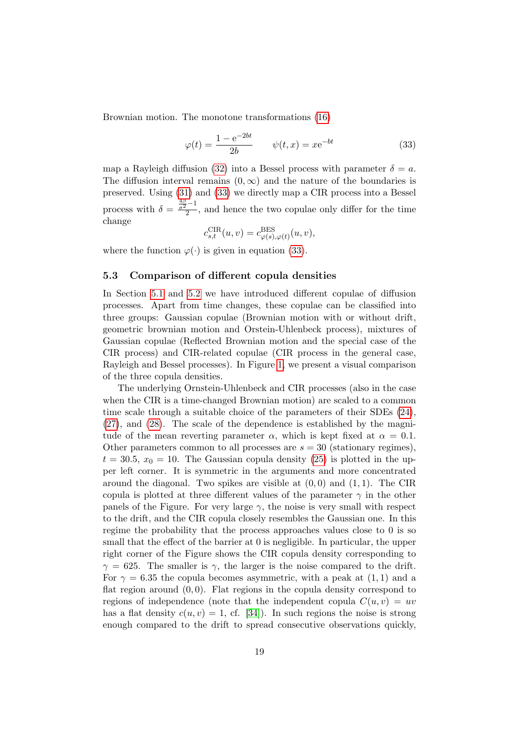Brownian motion. The monotone transformations (16)

$$\varphi(t) = \frac{1 - \mathrm{e}^{-2bt}}{2b} \qquad \psi(t, x) = x\mathrm{e}^{-bt} \tag{33}$$

map a Rayleigh diffusion (32) into a Bessel process with parameter $\delta = a$. The diffusion interval remains $(0, \infty)$ and the nature of the boundaries is preserved. Using (31) and (33) we directly map a CIR process into a Bessel process with $\delta = \frac{\frac{4\beta}{\sigma^2} - 1}{2}$, and hence the two copulae only differ for the time change

$$c^{\mathrm{CIR}}_{s,t}(u, v) = c^{\mathrm{BES}}_{\varphi(s),\varphi(t)}(u, v),$$

where the function $\varphi(\cdot)$ is given in equation (33).

### 5.3 Comparison of different copula densities

In Section 5.1 and 5.2 we have introduced different copulae of diffusion processes. Apart from time changes, these copulae can be classified into three groups: Gaussian copulae (Brownian motion with or without drift, geometric brownian motion and Orstein-Uhlenbeck process), mixtures of Gaussian copulae (Reflected Brownian motion and the special case of the CIR process) and CIR-related copulae (CIR process in the general case, Rayleigh and Bessel processes). In Figure 1, we present a visual comparison of the three copula densities.

The underlying Ornstein-Uhlenbeck and CIR processes (also in the case when the CIR is a time-changed Brownian motion) are scaled to a common time scale through a suitable choice of the parameters of their SDEs (24), (27), and (28). The scale of the dependence is established by the magnitude of the mean reverting parameter $\alpha$, which is kept fixed at $\alpha = 0.1$. Other parameters common to all processes are $s = 30$ (stationary regimes), $t = 30.5$, $x_0 = 10$. The Gaussian copula density (25) is plotted in the upper left corner. It is symmetric in the arguments and more concentrated around the diagonal. Two spikes are visible at $(0, 0)$ and $(1, 1)$. The CIR copula is plotted at three different values of the parameter $\gamma$ in the other panels of the Figure. For very large $\gamma$, the noise is very small with respect to the drift, and the CIR copula closely resembles the Gaussian one. In this regime the probability that the process approaches values close to 0 is so small that the effect of the barrier at 0 is negligible. In particular, the upper right corner of the Figure shows the CIR copula density corresponding to $\gamma = 625$. The smaller is $\gamma$, the larger is the noise compared to the drift. For $\gamma = 6.35$ the copula becomes asymmetric, with a peak at $(1, 1)$ and a flat region around $(0, 0)$. Flat regions in the copula density correspond to regions of independence (note that the independent copula $C(u, v) = uv$ has a flat density $c(u, v) = 1$, cf. [34]). In such regions the noise is strong enough compared to the drift to spread consecutive observations quickly,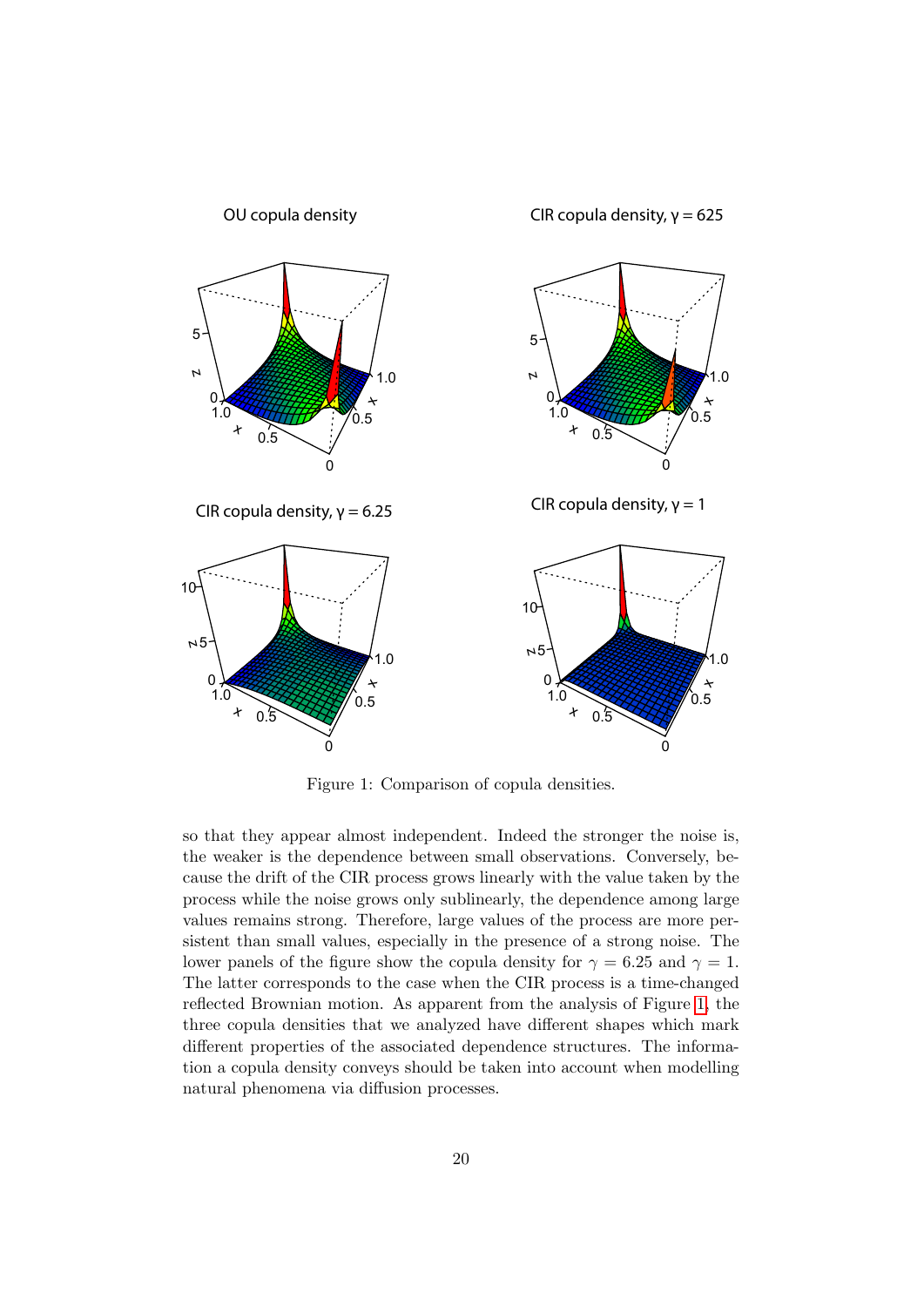Figure 1: Comparison of copula densities.

so that they appear almost independent. Indeed the stronger the noise is, the weaker is the dependence between small observations. Conversely, because the drift of the CIR process grows linearly with the value taken by the process while the noise grows only sublinearly, the dependence among large values remains strong. Therefore, large values of the process are more persistent than small values, especially in the presence of a strong noise. The lower panels of the figure show the copula density for $\gamma = 6.25$ and $\gamma = 1$. The latter corresponds to the case when the CIR process is a time-changed reflected Brownian motion. As apparent from the analysis of Figure 1, the three copula densities that we analyzed have different shapes which mark different properties of the associated dependence structures. The information a copula density conveys should be taken into account when modelling natural phenomena via diffusion processes.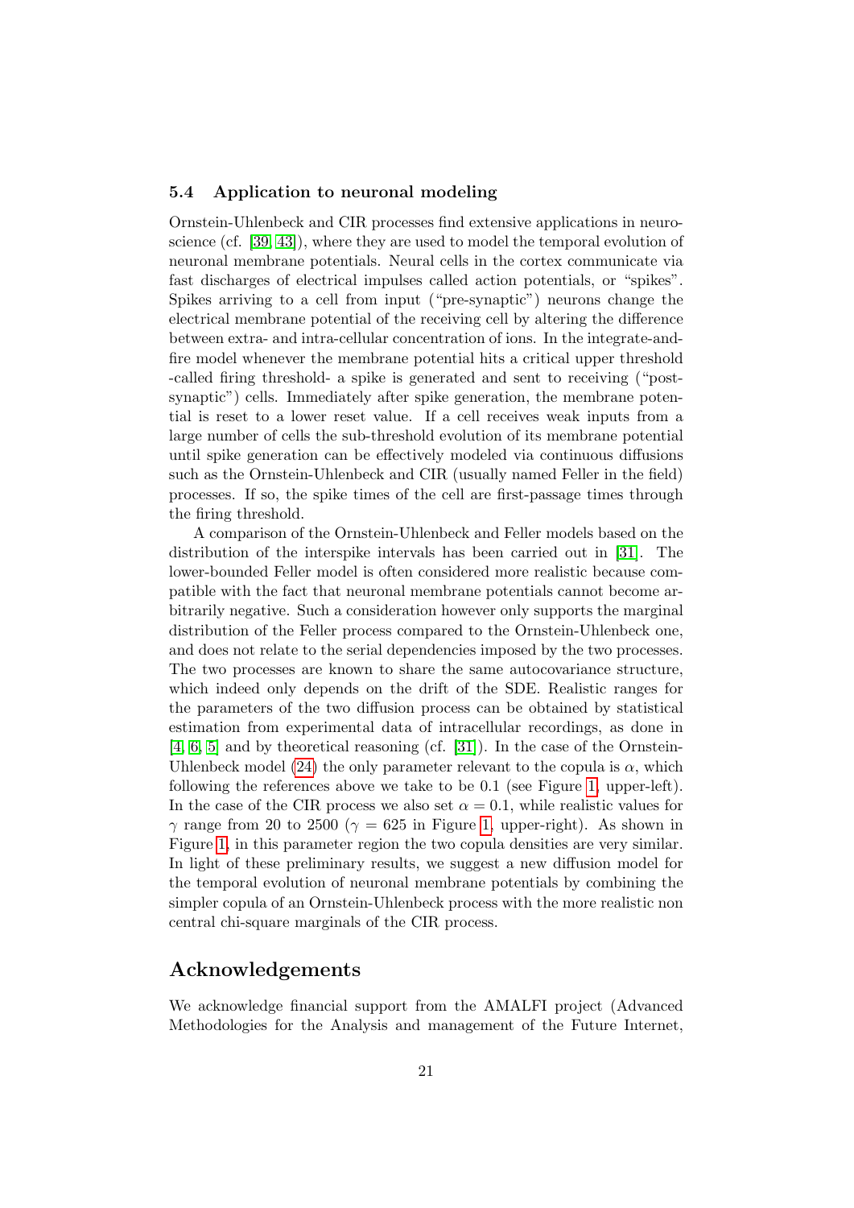### 5.4 Application to neuronal modeling

Ornstein-Uhlenbeck and CIR processes find extensive applications in neuroscience (cf. [39, 43]), where they are used to model the temporal evolution of neuronal membrane potentials. Neural cells in the cortex communicate via fast discharges of electrical impulses called action potentials, or "spikes". Spikes arriving to a cell from input ("pre-synaptic") neurons change the electrical membrane potential of the receiving cell by altering the difference between extra- and intra-cellular concentration of ions. In the integrate-and-fire model whenever the membrane potential hits a critical upper threshold -called firing threshold- a spike is generated and sent to receiving ("post-synaptic") cells. Immediately after spike generation, the membrane potential is reset to a lower reset value. If a cell receives weak inputs from a large number of cells the sub-threshold evolution of its membrane potential until spike generation can be effectively modeled via continuous diffusions such as the Ornstein-Uhlenbeck and CIR (usually named Feller in the field) processes. If so, the spike times of the cell are first-passage times through the firing threshold.

A comparison of the Ornstein-Uhlenbeck and Feller models based on the distribution of the interspike intervals has been carried out in [31]. The lower-bounded Feller model is often considered more realistic because compatible with the fact that neuronal membrane potentials cannot become arbitrarily negative. Such a consideration however only supports the marginal distribution of the Feller process compared to the Ornstein-Uhlenbeck one, and does not relate to the serial dependencies imposed by the two processes. The two processes are known to share the same autocovariance structure, which indeed only depends on the drift of the SDE. Realistic ranges for the parameters of the two diffusion process can be obtained by statistical estimation from experimental data of intracellular recordings, as done in [4, 6, 5] and by theoretical reasoning (cf. [31]). In the case of the Ornstein-Uhlenbeck model (24) the only parameter relevant to the copula is $\alpha$, which following the references above we take to be 0.1 (see Figure 1, upper-left). In the case of the CIR process we also set $\alpha = 0.1$, while realistic values for $\gamma$ range from 20 to 2500 ($\gamma = 625$ in Figure 1, upper-right). As shown in Figure 1, in this parameter region the two copula densities are very similar. In light of these preliminary results, we suggest a new diffusion model for the temporal evolution of neuronal membrane potentials by combining the simpler copula of an Ornstein-Uhlenbeck process with the more realistic non central chi-square marginals of the CIR process.

## Acknowledgements

We acknowledge financial support from the AMALFI project (Advanced Methodologies for the Analysis and management of the Future Internet,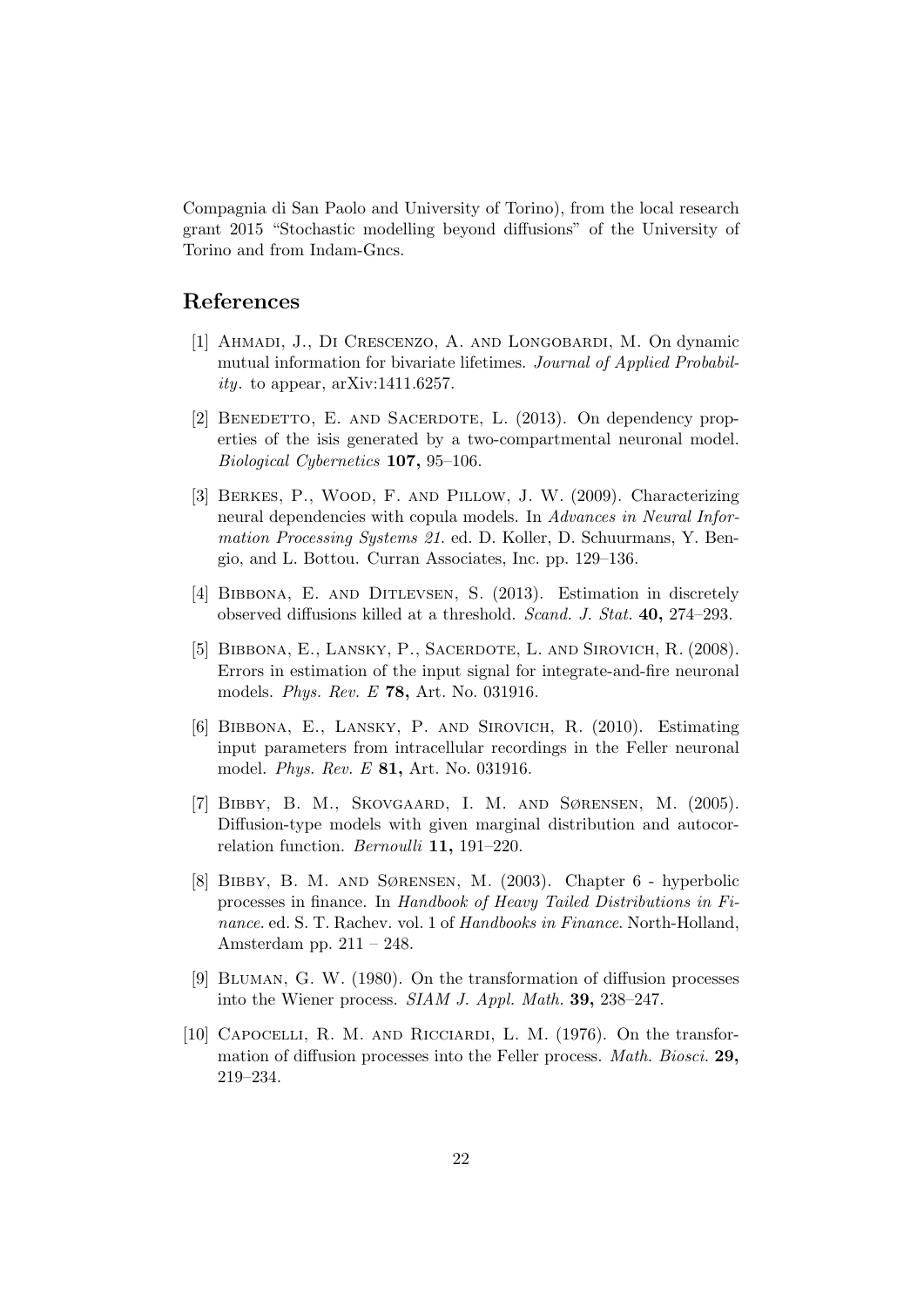Compagnia di San Paolo and University of Torino), from the local research grant 2015 "Stochastic modelling beyond diffusions" of the University of Torino and from Indam-Gncs.

## References

[1] Ahmadi, J., Di Crescenzo, A. and Longobardi, M. On dynamic mutual information for bivariate lifetimes. *Journal of Applied Probability*. to appear, arXiv:1411.6257.

[2] Benedetto, E. and Sacerdote, L. (2013). On dependency properties of the isis generated by a two-compartmental neuronal model. *Biological Cybernetics* **107,** 95–106.

[3] Berkes, P., Wood, F. and Pillow, J. W. (2009). Characterizing neural dependencies with copula models. In *Advances in Neural Information Processing Systems 21*. ed. D. Koller, D. Schuurmans, Y. Bengio, and L. Bottou. Curran Associates, Inc. pp. 129–136.

[4] Bibbona, E. and Ditlevsen, S. (2013). Estimation in discretely observed diffusions killed at a threshold. *Scand. J. Stat.* **40,** 274–293.

[5] Bibbona, E., Lansky, P., Sacerdote, L. and Sirovich, R. (2008). Errors in estimation of the input signal for integrate-and-fire neuronal models. *Phys. Rev. E* **78,** Art. No. 031916.

[6] Bibbona, E., Lansky, P. and Sirovich, R. (2010). Estimating input parameters from intracellular recordings in the Feller neuronal model. *Phys. Rev. E* **81,** Art. No. 031916.

[7] Bibby, B. M., Skovgaard, I. M. and Sørensen, M. (2005). Diffusion-type models with given marginal distribution and autocorrelation function. *Bernoulli* **11,** 191–220.

[8] Bibby, B. M. and Sørensen, M. (2003). Chapter 6 - hyperbolic processes in finance. In *Handbook of Heavy Tailed Distributions in Finance*. ed. S. T. Rachev. vol. 1 of *Handbooks in Finance*. North-Holland, Amsterdam pp. 211 – 248.

[9] Bluman, G. W. (1980). On the transformation of diffusion processes into the Wiener process. *SIAM J. Appl. Math.* **39,** 238–247.

[10] Capocelli, R. M. and Ricciardi, L. M. (1976). On the transformation of diffusion processes into the Feller process. *Math. Biosci.* **29,** 219–234.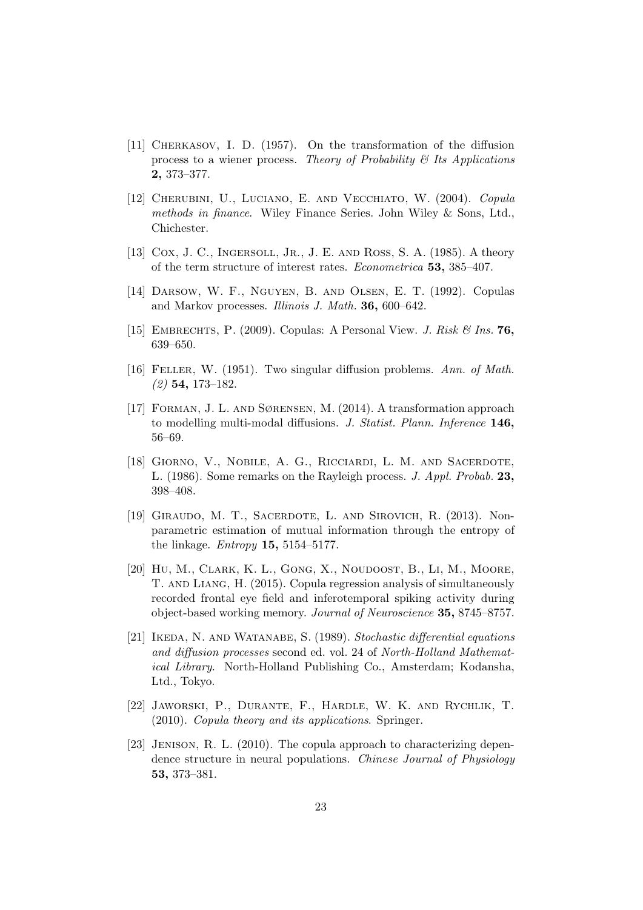[11] Cherkasov, I. D. (1957). On the transformation of the diffusion process to a wiener process. *Theory of Probability & Its Applications* **2,** 373–377.

[12] Cherubini, U., Luciano, E. and Vecchiato, W. (2004). *Copula methods in finance*. Wiley Finance Series. John Wiley & Sons, Ltd., Chichester.

[13] Cox, J. C., Ingersoll, Jr., J. E. and Ross, S. A. (1985). A theory of the term structure of interest rates. *Econometrica* **53,** 385–407.

[14] Darsow, W. F., Nguyen, B. and Olsen, E. T. (1992). Copulas and Markov processes. *Illinois J. Math.* **36,** 600–642.

[15] Embrechts, P. (2009). Copulas: A Personal View. *J. Risk & Ins.* **76,** 639–650.

[16] Feller, W. (1951). Two singular diffusion problems. *Ann. of Math. (2)* **54,** 173–182.

[17] Forman, J. L. and Sørensen, M. (2014). A transformation approach to modelling multi-modal diffusions. *J. Statist. Plann. Inference* **146,** 56–69.

[18] Giorno, V., Nobile, A. G., Ricciardi, L. M. and Sacerdote, L. (1986). Some remarks on the Rayleigh process. *J. Appl. Probab.* **23,** 398–408.

[19] Giraudo, M. T., Sacerdote, L. and Sirovich, R. (2013). Non-parametric estimation of mutual information through the entropy of the linkage. *Entropy* **15,** 5154–5177.

[20] Hu, M., Clark, K. L., Gong, X., Noudoost, B., Li, M., Moore, T. and Liang, H. (2015). Copula regression analysis of simultaneously recorded frontal eye field and inferotemporal spiking activity during object-based working memory. *Journal of Neuroscience* **35,** 8745–8757.

[21] Ikeda, N. and Watanabe, S. (1989). *Stochastic differential equations and diffusion processes* second ed. vol. 24 of *North-Holland Mathematical Library*. North-Holland Publishing Co., Amsterdam; Kodansha, Ltd., Tokyo.

[22] Jaworski, P., Durante, F., Hardle, W. K. and Rychlik, T. (2010). *Copula theory and its applications*. Springer.

[23] Jenison, R. L. (2010). The copula approach to characterizing dependence structure in neural populations. *Chinese Journal of Physiology* **53,** 373–381.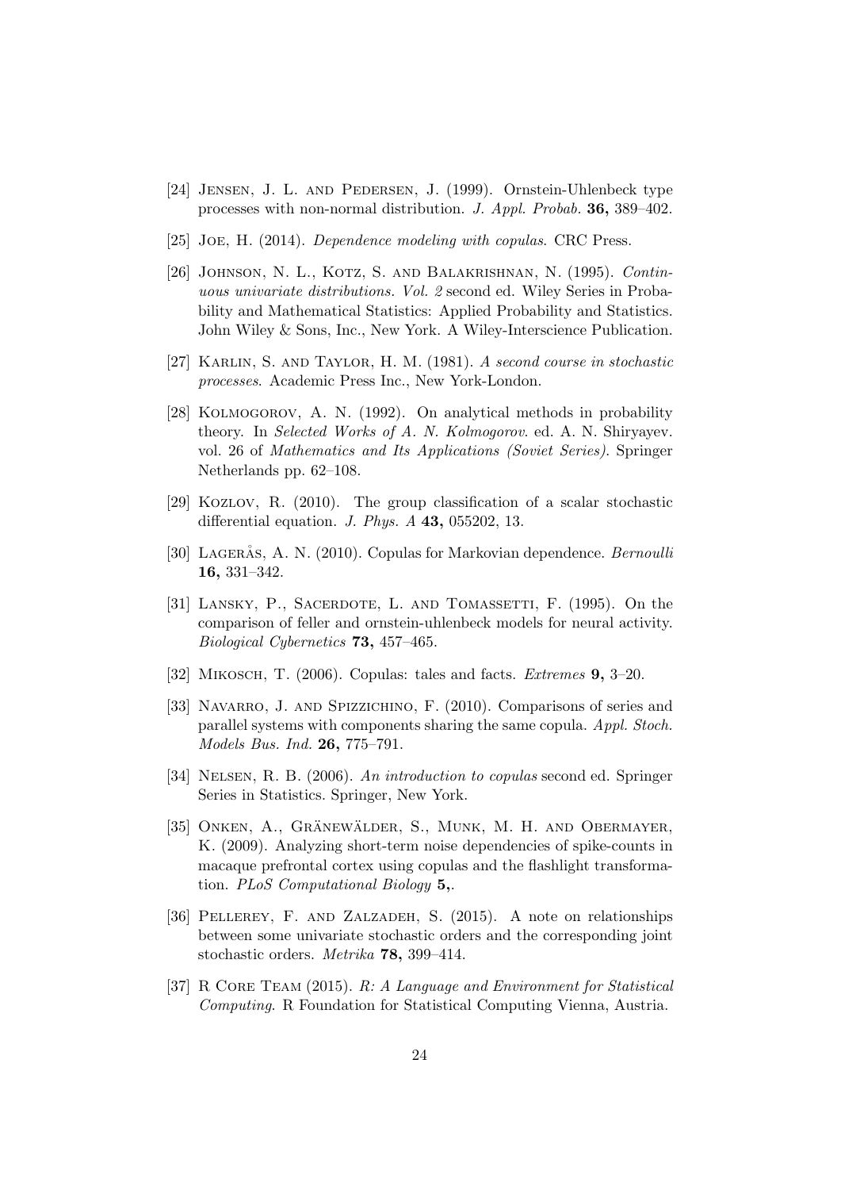[24] Jensen, J. L. and Pedersen, J. (1999). Ornstein-Uhlenbeck type processes with non-normal distribution. *J. Appl. Probab.* **36,** 389–402.

[25] Joe, H. (2014). *Dependence modeling with copulas*. CRC Press.

[26] Johnson, N. L., Kotz, S. and Balakrishnan, N. (1995). *Continuous univariate distributions. Vol. 2* second ed. Wiley Series in Probability and Mathematical Statistics: Applied Probability and Statistics. John Wiley & Sons, Inc., New York. A Wiley-Interscience Publication.

[27] Karlin, S. and Taylor, H. M. (1981). *A second course in stochastic processes*. Academic Press Inc., New York-London.

[28] Kolmogorov, A. N. (1992). On analytical methods in probability theory. In *Selected Works of A. N. Kolmogorov*. ed. A. N. Shiryayev. vol. 26 of *Mathematics and Its Applications (Soviet Series)*. Springer Netherlands pp. 62–108.

[29] Kozlov, R. (2010). The group classification of a scalar stochastic differential equation. *J. Phys. A* **43,** 055202, 13.

[30] Lagerås, A. N. (2010). Copulas for Markovian dependence. *Bernoulli* **16,** 331–342.

[31] Lansky, P., Sacerdote, L. and Tomassetti, F. (1995). On the comparison of feller and ornstein-uhlenbeck models for neural activity. *Biological Cybernetics* **73,** 457–465.

[32] Mikosch, T. (2006). Copulas: tales and facts. *Extremes* **9,** 3–20.

[33] Navarro, J. and Spizzichino, F. (2010). Comparisons of series and parallel systems with components sharing the same copula. *Appl. Stoch. Models Bus. Ind.* **26,** 775–791.

[34] Nelsen, R. B. (2006). *An introduction to copulas* second ed. Springer Series in Statistics. Springer, New York.

[35] Onken, A., Gränewälder, S., Munk, M. H. and Obermayer, K. (2009). Analyzing short-term noise dependencies of spike-counts in macaque prefrontal cortex using copulas and the flashlight transformation. *PLoS Computational Biology* **5,**.

[36] Pellerey, F. and Zalzadeh, S. (2015). A note on relationships between some univariate stochastic orders and the corresponding joint stochastic orders. *Metrika* **78,** 399–414.

[37] R Core Team (2015). *R: A Language and Environment for Statistical Computing*. R Foundation for Statistical Computing Vienna, Austria.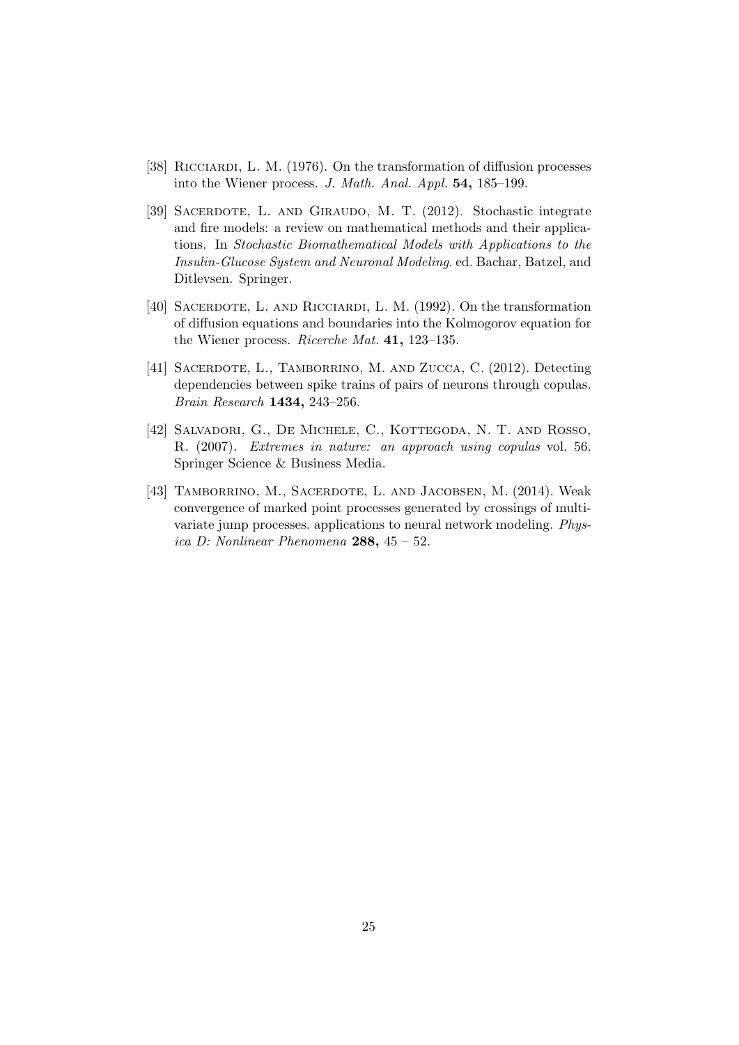[38] Ricciardi, L. M. (1976). On the transformation of diffusion processes into the Wiener process. *J. Math. Anal. Appl.* **54,** 185–199.

[39] Sacerdote, L. and Giraudo, M. T. (2012). Stochastic integrate and fire models: a review on mathematical methods and their applications. In *Stochastic Biomathematical Models with Applications to the Insulin-Glucose System and Neuronal Modeling*. ed. Bachar, Batzel, and Ditlevsen. Springer.

[40] Sacerdote, L. and Ricciardi, L. M. (1992). On the transformation of diffusion equations and boundaries into the Kolmogorov equation for the Wiener process. *Ricerche Mat.* **41,** 123–135.

[41] Sacerdote, L., Tamborrino, M. and Zucca, C. (2012). Detecting dependencies between spike trains of pairs of neurons through copulas. *Brain Research* **1434,** 243–256.

[42] Salvadori, G., De Michele, C., Kottegoda, N. T. and Rosso, R. (2007). *Extremes in nature: an approach using copulas* vol. 56. Springer Science & Business Media.

[43] Tamborrino, M., Sacerdote, L. and Jacobsen, M. (2014). Weak convergence of marked point processes generated by crossings of multivariate jump processes. applications to neural network modeling. *Physica D: Nonlinear Phenomena* **288,** 45 – 52.